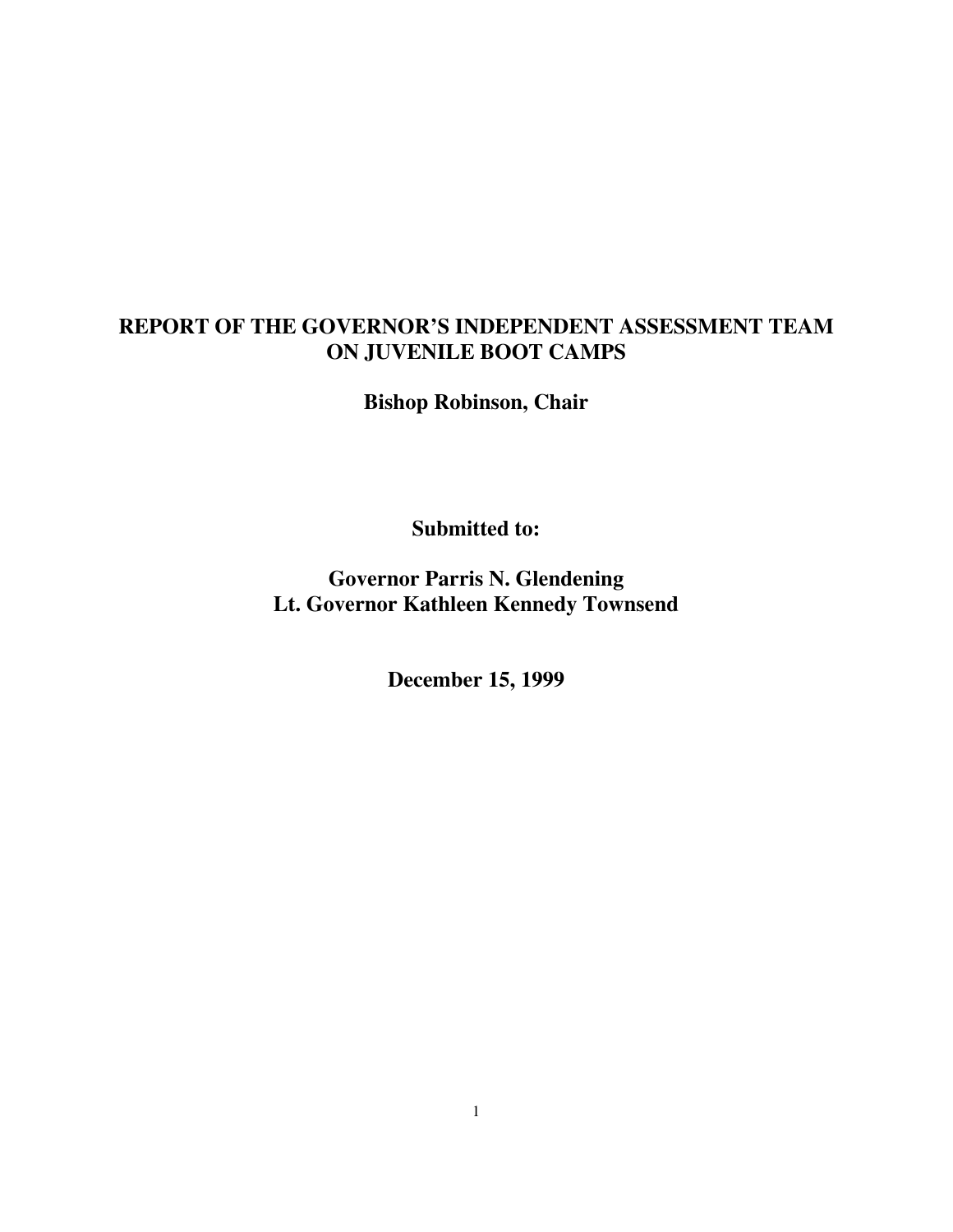# REPORT OF THE GOVERNOR'S INDEPENDENT ASSESSMENT TEAM ON JUVENILE BOOT CAMPS

**Bishop Robinson, Chair**

**Submitted to:**

**Governor Parris N. Glendening**
**Lt. Governor Kathleen Kennedy Townsend**

**December 15, 1999**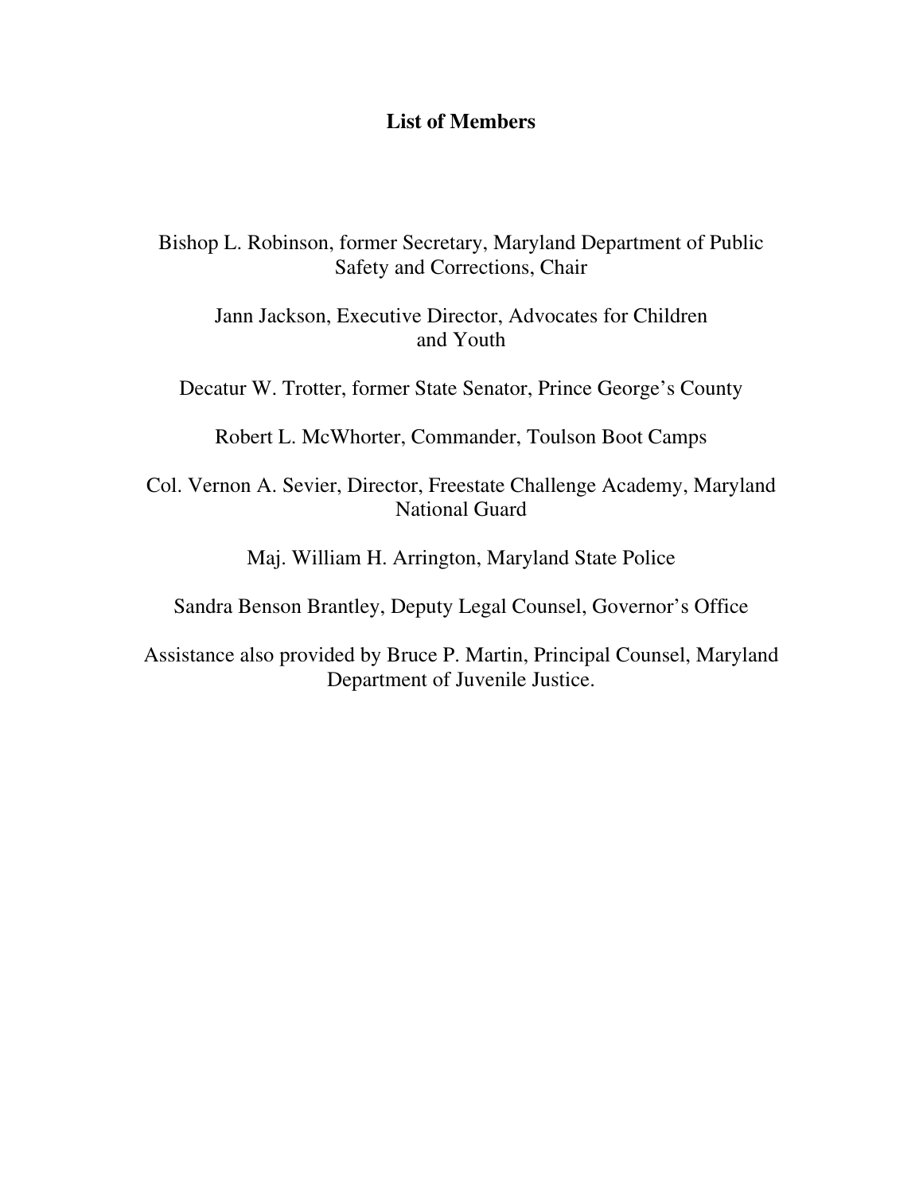## List of Members

Bishop L. Robinson, former Secretary, Maryland Department of Public Safety and Corrections, Chair

Jann Jackson, Executive Director, Advocates for Children and Youth

Decatur W. Trotter, former State Senator, Prince George's County

Robert L. McWhorter, Commander, Toulson Boot Camps

Col. Vernon A. Sevier, Director, Freestate Challenge Academy, Maryland National Guard

Maj. William H. Arrington, Maryland State Police

Sandra Benson Brantley, Deputy Legal Counsel, Governor's Office

Assistance also provided by Bruce P. Martin, Principal Counsel, Maryland Department of Juvenile Justice.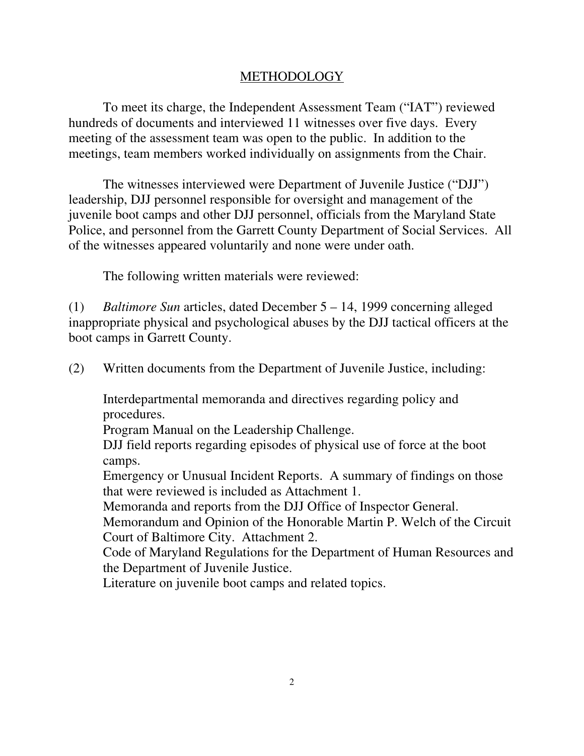## METHODOLOGY

To meet its charge, the Independent Assessment Team ("IAT") reviewed hundreds of documents and interviewed 11 witnesses over five days. Every meeting of the assessment team was open to the public. In addition to the meetings, team members worked individually on assignments from the Chair.

The witnesses interviewed were Department of Juvenile Justice ("DJJ") leadership, DJJ personnel responsible for oversight and management of the juvenile boot camps and other DJJ personnel, officials from the Maryland State Police, and personnel from the Garrett County Department of Social Services. All of the witnesses appeared voluntarily and none were under oath.

The following written materials were reviewed:

(1) *Baltimore Sun* articles, dated December 5 – 14, 1999 concerning alleged inappropriate physical and psychological abuses by the DJJ tactical officers at the boot camps in Garrett County.

(2) Written documents from the Department of Juvenile Justice, including:

Interdepartmental memoranda and directives regarding policy and procedures.
Program Manual on the Leadership Challenge.
DJJ field reports regarding episodes of physical use of force at the boot camps.
Emergency or Unusual Incident Reports. A summary of findings on those that were reviewed is included as Attachment 1.
Memoranda and reports from the DJJ Office of Inspector General.
Memorandum and Opinion of the Honorable Martin P. Welch of the Circuit Court of Baltimore City. Attachment 2.
Code of Maryland Regulations for the Department of Human Resources and the Department of Juvenile Justice.
Literature on juvenile boot camps and related topics.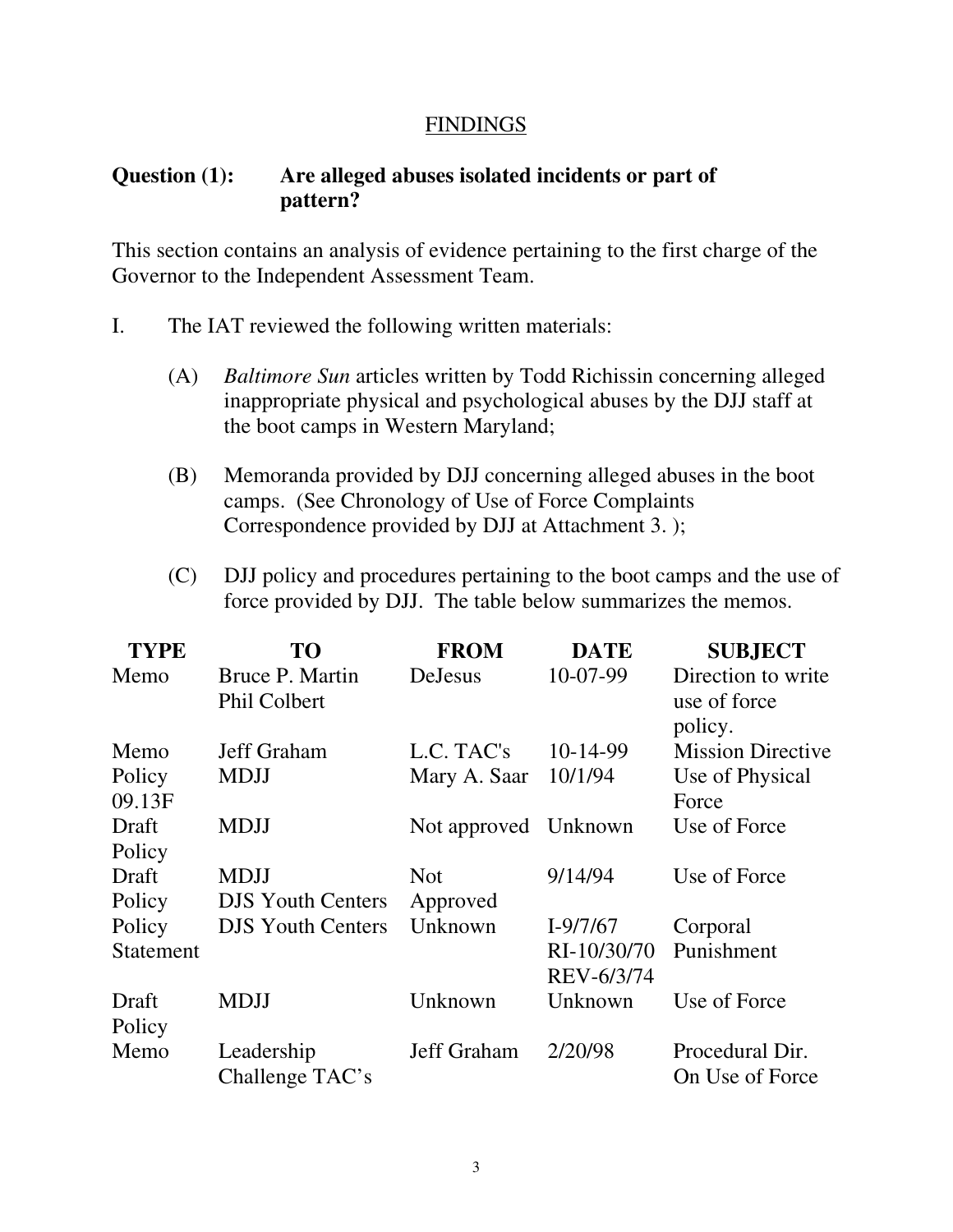## FINDINGS

**Question (1): Are alleged abuses isolated incidents or part of pattern?**

This section contains an analysis of evidence pertaining to the first charge of the Governor to the Independent Assessment Team.

I. The IAT reviewed the following written materials:

(A) *Baltimore Sun* articles written by Todd Richissin concerning alleged inappropriate physical and psychological abuses by the DJJ staff at the boot camps in Western Maryland;

(B) Memoranda provided by DJJ concerning alleged abuses in the boot camps. (See Chronology of Use of Force Complaints Correspondence provided by DJJ at Attachment 3. );

(C) DJJ policy and procedures pertaining to the boot camps and the use of force provided by DJJ. The table below summarizes the memos.

| TYPE | TO | FROM | DATE | SUBJECT |
|---|---|---|---|---|
| Memo | Bruce P. Martin Phil Colbert | DeJesus | 10-07-99 | Direction to write use of force policy. |
| Memo | Jeff Graham | L.C. TAC's | 10-14-99 | Mission Directive |
| Policy 09.13F | MDJJ | Mary A. Saar | 10/1/94 | Use of Physical Force |
| Draft Policy | MDJJ | Not approved | Unknown | Use of Force |
| Draft Policy | MDJJ DJS Youth Centers | Not Approved | 9/14/94 | Use of Force |
| Policy Statement | DJS Youth Centers | Unknown | I-9/7/67 RI-10/30/70 REV-6/3/74 | Corporal Punishment |
| Draft Policy | MDJJ | Unknown | Unknown | Use of Force |
| Memo | Leadership Challenge TAC's | Jeff Graham | 2/20/98 | Procedural Dir. On Use of Force |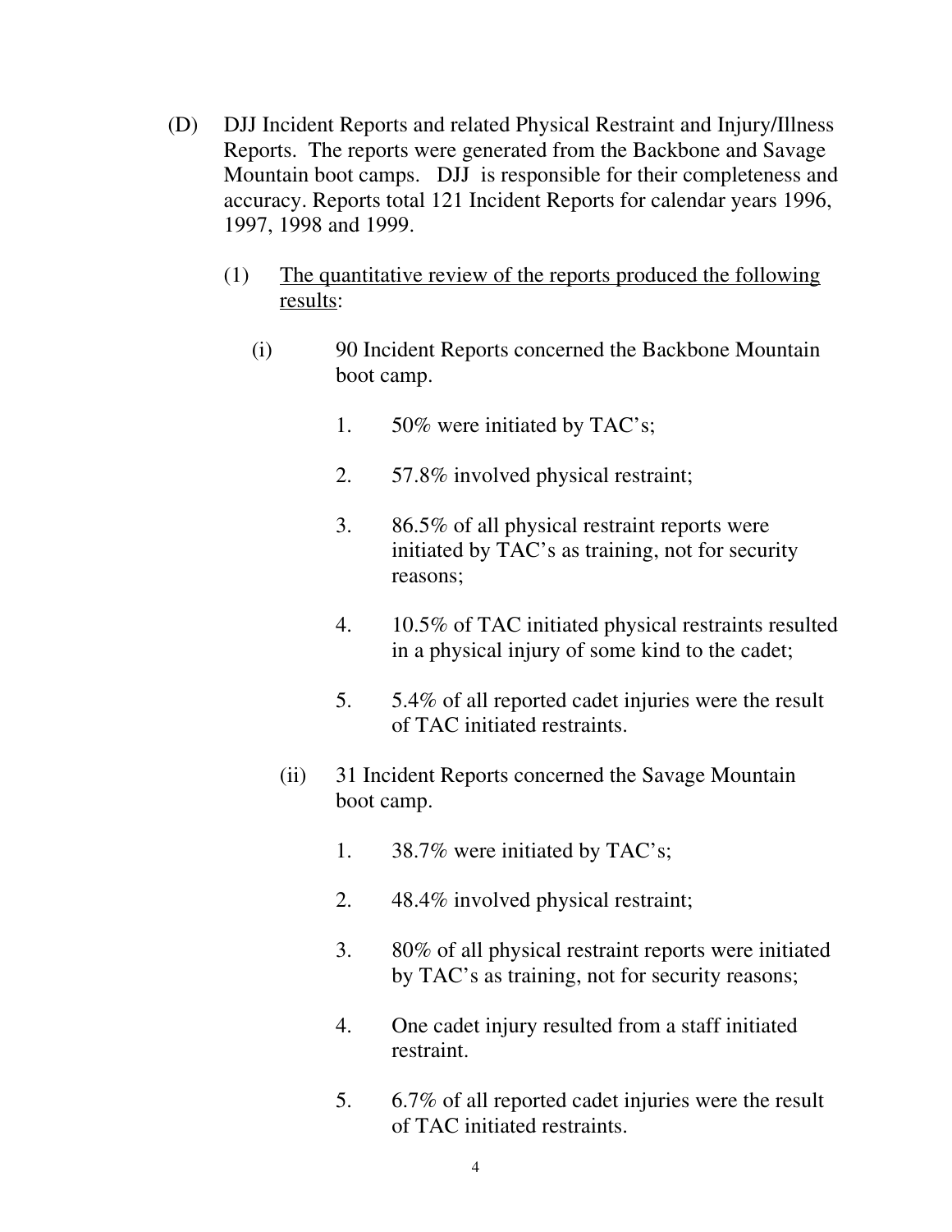(D) DJJ Incident Reports and related Physical Restraint and Injury/Illness Reports. The reports were generated from the Backbone and Savage Mountain boot camps. DJJ is responsible for their completeness and accuracy. Reports total 121 Incident Reports for calendar years 1996, 1997, 1998 and 1999.

(1) <u>The quantitative review of the reports produced the following results</u>:

(i) 90 Incident Reports concerned the Backbone Mountain boot camp.

1. 50% were initiated by TAC's;

2. 57.8% involved physical restraint;

3. 86.5% of all physical restraint reports were initiated by TAC's as training, not for security reasons;

4. 10.5% of TAC initiated physical restraints resulted in a physical injury of some kind to the cadet;

5. 5.4% of all reported cadet injuries were the result of TAC initiated restraints.

(ii) 31 Incident Reports concerned the Savage Mountain boot camp.

1. 38.7% were initiated by TAC's;

2. 48.4% involved physical restraint;

3. 80% of all physical restraint reports were initiated by TAC's as training, not for security reasons;

4. One cadet injury resulted from a staff initiated restraint.

5. 6.7% of all reported cadet injuries were the result of TAC initiated restraints.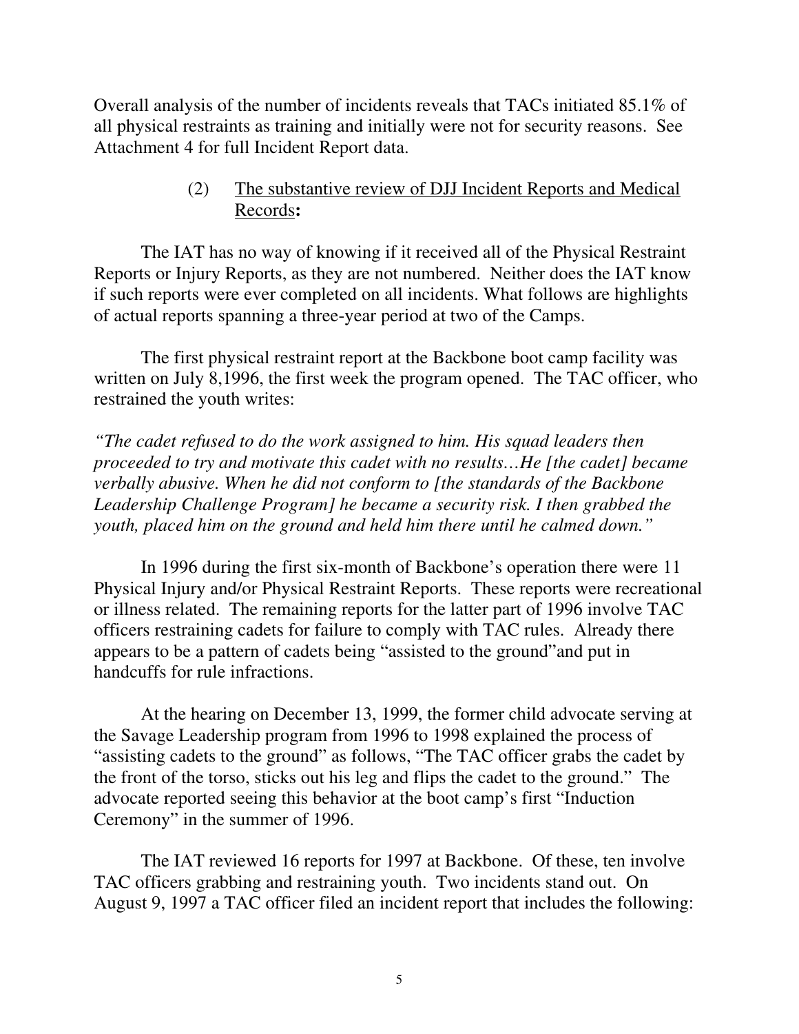Overall analysis of the number of incidents reveals that TACs initiated 85.1% of all physical restraints as training and initially were not for security reasons. See Attachment 4 for full Incident Report data.

(2) <u>The substantive review of DJJ Incident Reports and Medical Records</u>**:**

The IAT has no way of knowing if it received all of the Physical Restraint Reports or Injury Reports, as they are not numbered. Neither does the IAT know if such reports were ever completed on all incidents. What follows are highlights of actual reports spanning a three-year period at two of the Camps.

The first physical restraint report at the Backbone boot camp facility was written on July 8,1996, the first week the program opened. The TAC officer, who restrained the youth writes:

*"The cadet refused to do the work assigned to him. His squad leaders then proceeded to try and motivate this cadet with no results…He [the cadet] became verbally abusive. When he did not conform to [the standards of the Backbone Leadership Challenge Program] he became a security risk. I then grabbed the youth, placed him on the ground and held him there until he calmed down."*

In 1996 during the first six-month of Backbone's operation there were 11 Physical Injury and/or Physical Restraint Reports. These reports were recreational or illness related. The remaining reports for the latter part of 1996 involve TAC officers restraining cadets for failure to comply with TAC rules. Already there appears to be a pattern of cadets being "assisted to the ground"and put in handcuffs for rule infractions.

At the hearing on December 13, 1999, the former child advocate serving at the Savage Leadership program from 1996 to 1998 explained the process of "assisting cadets to the ground" as follows, "The TAC officer grabs the cadet by the front of the torso, sticks out his leg and flips the cadet to the ground." The advocate reported seeing this behavior at the boot camp's first "Induction Ceremony" in the summer of 1996.

The IAT reviewed 16 reports for 1997 at Backbone. Of these, ten involve TAC officers grabbing and restraining youth. Two incidents stand out. On August 9, 1997 a TAC officer filed an incident report that includes the following: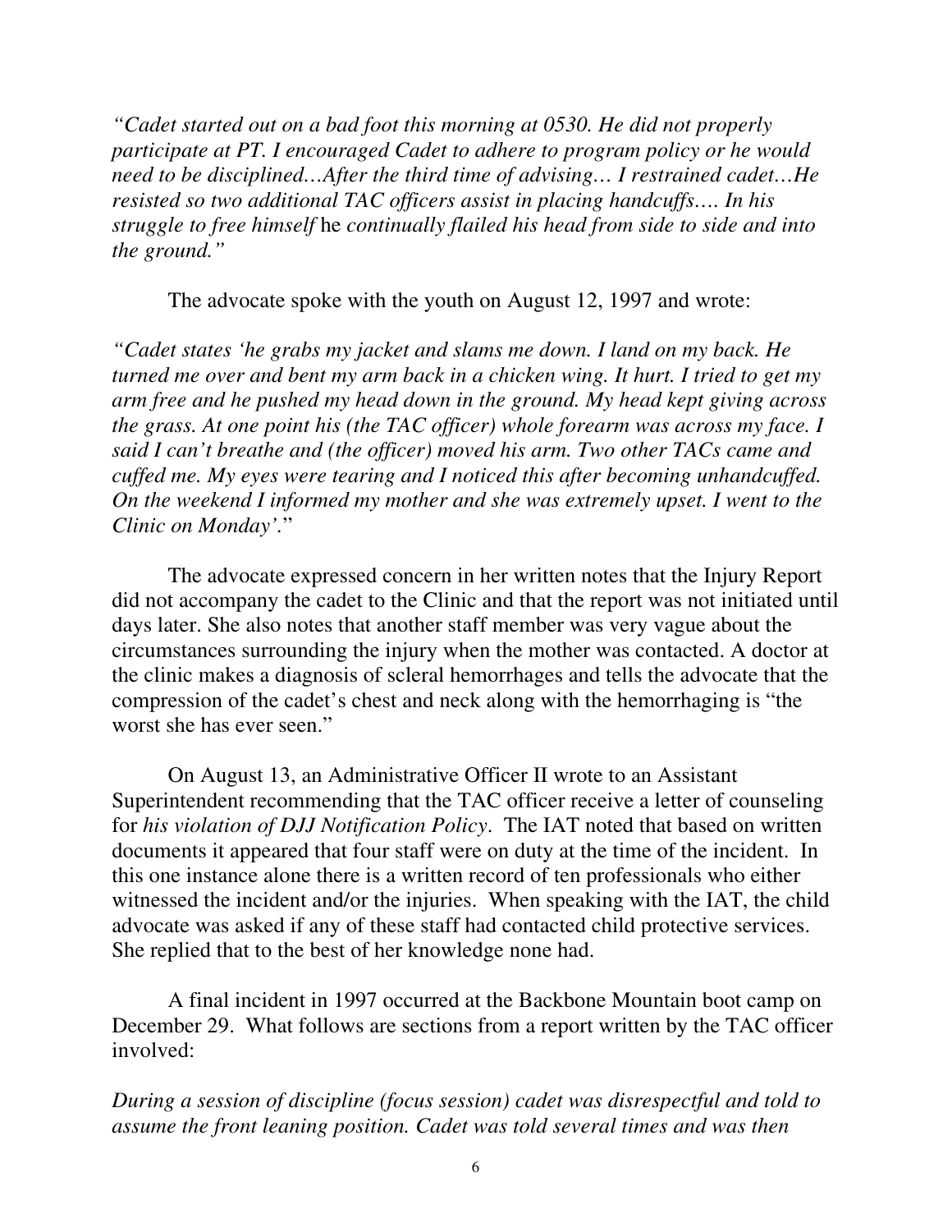*"Cadet started out on a bad foot this morning at 0530. He did not properly participate at PT. I encouraged Cadet to adhere to program policy or he would need to be disciplined…After the third time of advising… I restrained cadet…He resisted so two additional TAC officers assist in placing handcuffs…. In his struggle to free himself* he *continually flailed his head from side to side and into the ground."*

The advocate spoke with the youth on August 12, 1997 and wrote:

*"Cadet states 'he grabs my jacket and slams me down. I land on my back. He turned me over and bent my arm back in a chicken wing. It hurt. I tried to get my arm free and he pushed my head down in the ground. My head kept giving across the grass. At one point his (the TAC officer) whole forearm was across my face. I said I can't breathe and (the officer) moved his arm. Two other TACs came and cuffed me. My eyes were tearing and I noticed this after becoming unhandcuffed. On the weekend I informed my mother and she was extremely upset. I went to the Clinic on Monday'*."

The advocate expressed concern in her written notes that the Injury Report did not accompany the cadet to the Clinic and that the report was not initiated until days later. She also notes that another staff member was very vague about the circumstances surrounding the injury when the mother was contacted. A doctor at the clinic makes a diagnosis of scleral hemorrhages and tells the advocate that the compression of the cadet's chest and neck along with the hemorrhaging is "the worst she has ever seen."

On August 13, an Administrative Officer II wrote to an Assistant Superintendent recommending that the TAC officer receive a letter of counseling for *his violation of DJJ Notification Policy*. The IAT noted that based on written documents it appeared that four staff were on duty at the time of the incident. In this one instance alone there is a written record of ten professionals who either witnessed the incident and/or the injuries. When speaking with the IAT, the child advocate was asked if any of these staff had contacted child protective services. She replied that to the best of her knowledge none had.

A final incident in 1997 occurred at the Backbone Mountain boot camp on December 29. What follows are sections from a report written by the TAC officer involved:

*During a session of discipline (focus session) cadet was disrespectful and told to assume the front leaning position. Cadet was told several times and was then*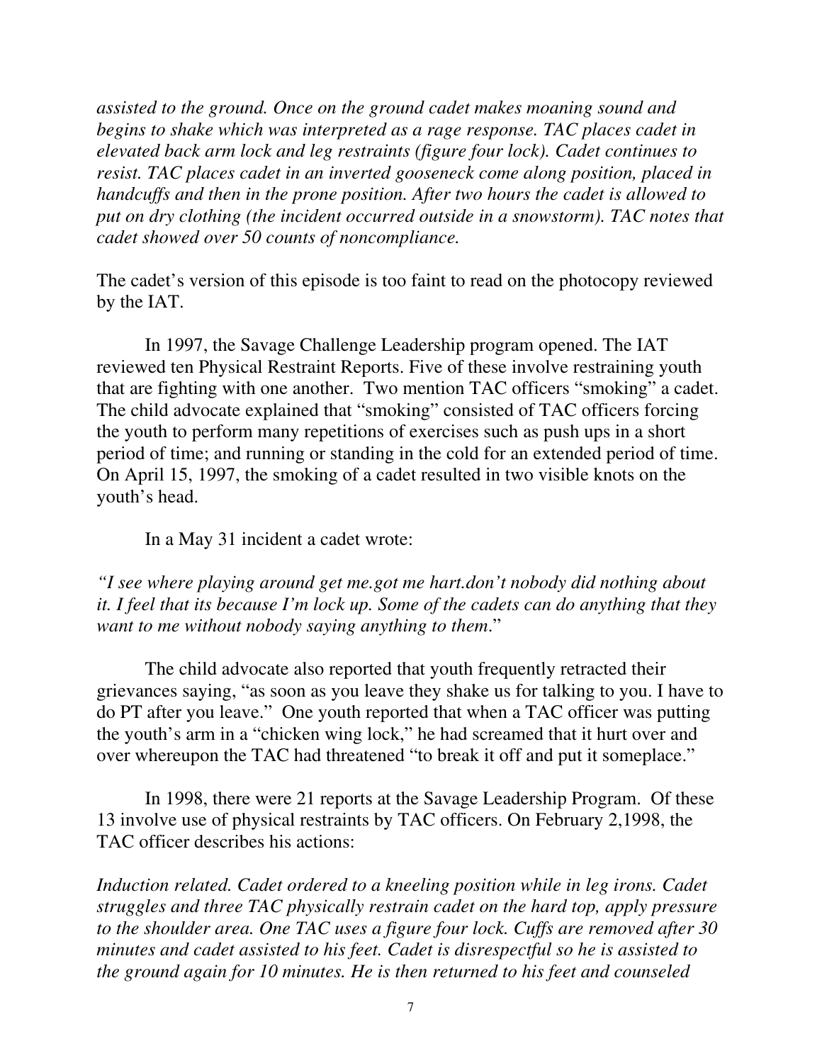*assisted to the ground. Once on the ground cadet makes moaning sound and begins to shake which was interpreted as a rage response. TAC places cadet in elevated back arm lock and leg restraints (figure four lock). Cadet continues to resist. TAC places cadet in an inverted gooseneck come along position, placed in handcuffs and then in the prone position. After two hours the cadet is allowed to put on dry clothing (the incident occurred outside in a snowstorm). TAC notes that cadet showed over 50 counts of noncompliance.*

The cadet's version of this episode is too faint to read on the photocopy reviewed by the IAT.

In 1997, the Savage Challenge Leadership program opened. The IAT reviewed ten Physical Restraint Reports. Five of these involve restraining youth that are fighting with one another. Two mention TAC officers "smoking" a cadet. The child advocate explained that "smoking" consisted of TAC officers forcing the youth to perform many repetitions of exercises such as push ups in a short period of time; and running or standing in the cold for an extended period of time. On April 15, 1997, the smoking of a cadet resulted in two visible knots on the youth's head.

In a May 31 incident a cadet wrote:

*"I see where playing around get me.got me hart.don't nobody did nothing about it. I feel that its because I'm lock up. Some of the cadets can do anything that they want to me without nobody saying anything to them.*"

The child advocate also reported that youth frequently retracted their grievances saying, "as soon as you leave they shake us for talking to you. I have to do PT after you leave." One youth reported that when a TAC officer was putting the youth's arm in a "chicken wing lock," he had screamed that it hurt over and over whereupon the TAC had threatened "to break it off and put it someplace."

In 1998, there were 21 reports at the Savage Leadership Program. Of these 13 involve use of physical restraints by TAC officers. On February 2,1998, the TAC officer describes his actions:

*Induction related. Cadet ordered to a kneeling position while in leg irons. Cadet struggles and three TAC physically restrain cadet on the hard top, apply pressure to the shoulder area. One TAC uses a figure four lock. Cuffs are removed after 30 minutes and cadet assisted to his feet. Cadet is disrespectful so he is assisted to the ground again for 10 minutes. He is then returned to his feet and counseled*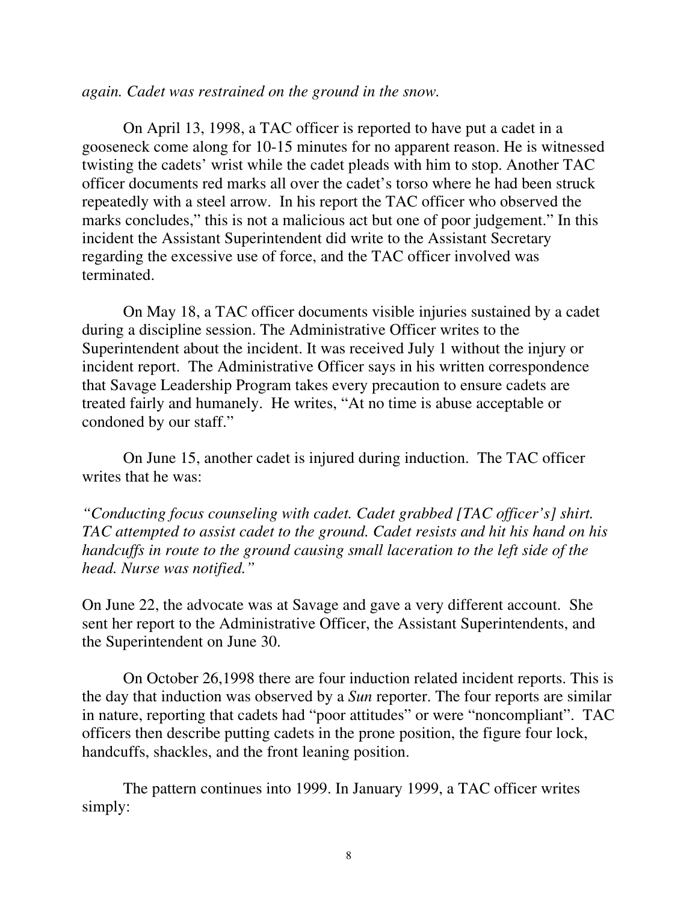*again. Cadet was restrained on the ground in the snow.*

On April 13, 1998, a TAC officer is reported to have put a cadet in a gooseneck come along for 10-15 minutes for no apparent reason. He is witnessed twisting the cadets' wrist while the cadet pleads with him to stop. Another TAC officer documents red marks all over the cadet's torso where he had been struck repeatedly with a steel arrow. In his report the TAC officer who observed the marks concludes," this is not a malicious act but one of poor judgement." In this incident the Assistant Superintendent did write to the Assistant Secretary regarding the excessive use of force, and the TAC officer involved was terminated.

On May 18, a TAC officer documents visible injuries sustained by a cadet during a discipline session. The Administrative Officer writes to the Superintendent about the incident. It was received July 1 without the injury or incident report. The Administrative Officer says in his written correspondence that Savage Leadership Program takes every precaution to ensure cadets are treated fairly and humanely. He writes, "At no time is abuse acceptable or condoned by our staff."

On June 15, another cadet is injured during induction. The TAC officer writes that he was:

*"Conducting focus counseling with cadet. Cadet grabbed [TAC officer's] shirt. TAC attempted to assist cadet to the ground. Cadet resists and hit his hand on his handcuffs in route to the ground causing small laceration to the left side of the head. Nurse was notified."*

On June 22, the advocate was at Savage and gave a very different account. She sent her report to the Administrative Officer, the Assistant Superintendents, and the Superintendent on June 30.

On October 26,1998 there are four induction related incident reports. This is the day that induction was observed by a *Sun* reporter. The four reports are similar in nature, reporting that cadets had "poor attitudes" or were "noncompliant". TAC officers then describe putting cadets in the prone position, the figure four lock, handcuffs, shackles, and the front leaning position.

The pattern continues into 1999. In January 1999, a TAC officer writes simply: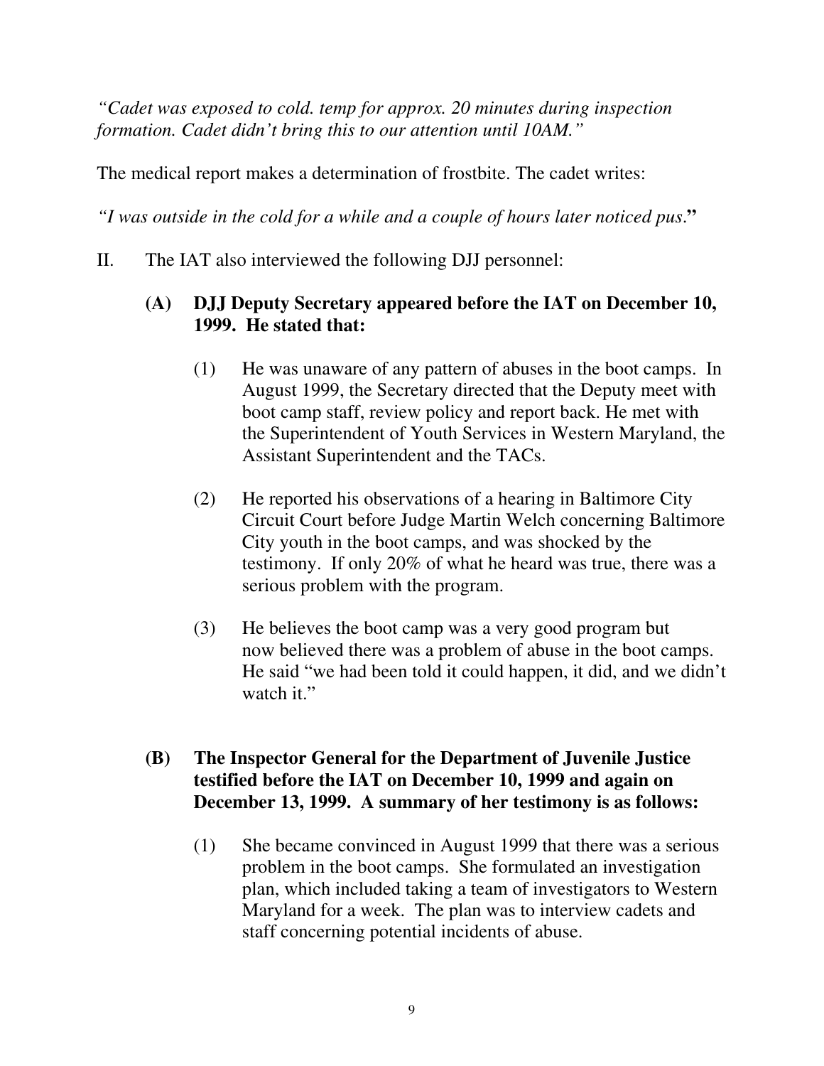*"Cadet was exposed to cold. temp for approx. 20 minutes during inspection formation. Cadet didn't bring this to our attention until 10AM."*

The medical report makes a determination of frostbite. The cadet writes:

*"I was outside in the cold for a while and a couple of hours later noticed pus.***"**

II. The IAT also interviewed the following DJJ personnel:

**(A) DJJ Deputy Secretary appeared before the IAT on December 10, 1999. He stated that:**

(1) He was unaware of any pattern of abuses in the boot camps. In August 1999, the Secretary directed that the Deputy meet with boot camp staff, review policy and report back. He met with the Superintendent of Youth Services in Western Maryland, the Assistant Superintendent and the TACs.

(2) He reported his observations of a hearing in Baltimore City Circuit Court before Judge Martin Welch concerning Baltimore City youth in the boot camps, and was shocked by the testimony. If only 20% of what he heard was true, there was a serious problem with the program.

(3) He believes the boot camp was a very good program but now believed there was a problem of abuse in the boot camps. He said "we had been told it could happen, it did, and we didn't watch it."

**(B) The Inspector General for the Department of Juvenile Justice testified before the IAT on December 10, 1999 and again on December 13, 1999. A summary of her testimony is as follows:**

(1) She became convinced in August 1999 that there was a serious problem in the boot camps. She formulated an investigation plan, which included taking a team of investigators to Western Maryland for a week. The plan was to interview cadets and staff concerning potential incidents of abuse.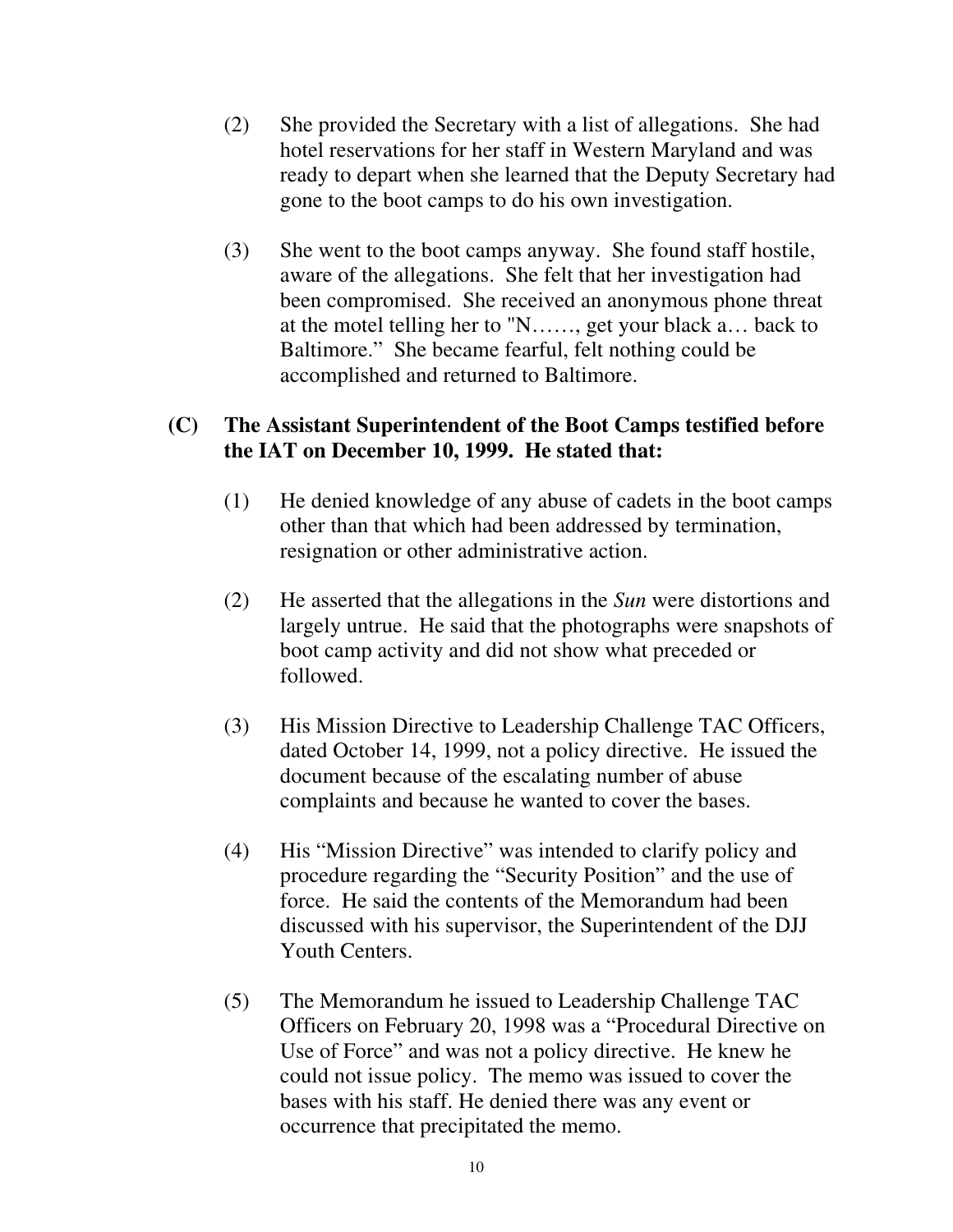(2) She provided the Secretary with a list of allegations. She had hotel reservations for her staff in Western Maryland and was ready to depart when she learned that the Deputy Secretary had gone to the boot camps to do his own investigation.

(3) She went to the boot camps anyway. She found staff hostile, aware of the allegations. She felt that her investigation had been compromised. She received an anonymous phone threat at the motel telling her to "N……, get your black a… back to Baltimore." She became fearful, felt nothing could be accomplished and returned to Baltimore.

**(C) The Assistant Superintendent of the Boot Camps testified before the IAT on December 10, 1999. He stated that:**

(1) He denied knowledge of any abuse of cadets in the boot camps other than that which had been addressed by termination, resignation or other administrative action.

(2) He asserted that the allegations in the *Sun* were distortions and largely untrue. He said that the photographs were snapshots of boot camp activity and did not show what preceded or followed.

(3) His Mission Directive to Leadership Challenge TAC Officers, dated October 14, 1999, not a policy directive. He issued the document because of the escalating number of abuse complaints and because he wanted to cover the bases.

(4) His "Mission Directive" was intended to clarify policy and procedure regarding the "Security Position" and the use of force. He said the contents of the Memorandum had been discussed with his supervisor, the Superintendent of the DJJ Youth Centers.

(5) The Memorandum he issued to Leadership Challenge TAC Officers on February 20, 1998 was a "Procedural Directive on Use of Force" and was not a policy directive. He knew he could not issue policy. The memo was issued to cover the bases with his staff. He denied there was any event or occurrence that precipitated the memo.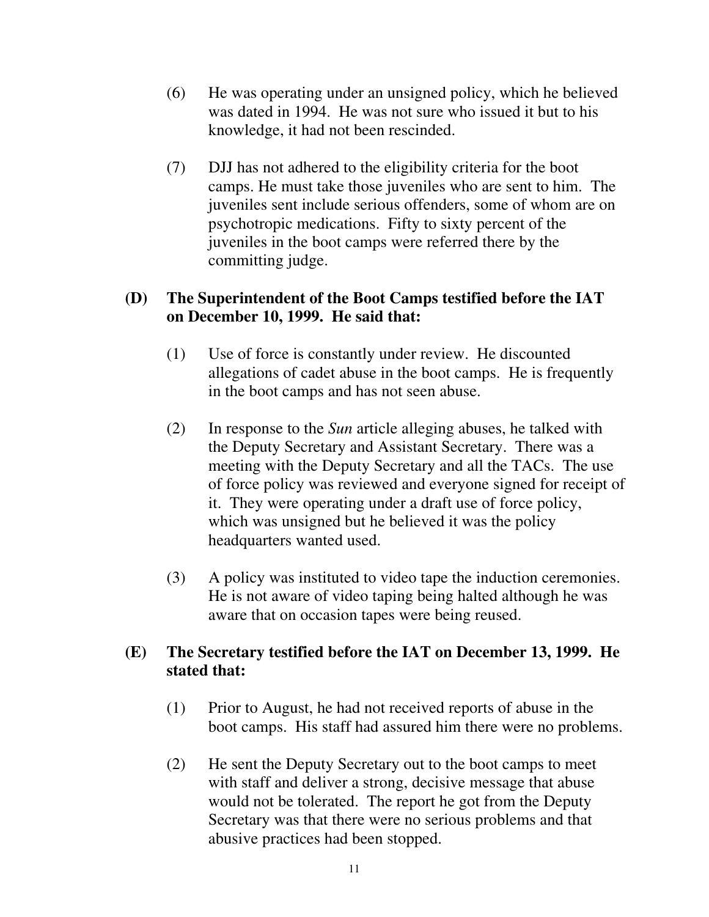(6) He was operating under an unsigned policy, which he believed was dated in 1994. He was not sure who issued it but to his knowledge, it had not been rescinded.

(7) DJJ has not adhered to the eligibility criteria for the boot camps. He must take those juveniles who are sent to him. The juveniles sent include serious offenders, some of whom are on psychotropic medications. Fifty to sixty percent of the juveniles in the boot camps were referred there by the committing judge.

**(D) The Superintendent of the Boot Camps testified before the IAT on December 10, 1999. He said that:**

(1) Use of force is constantly under review. He discounted allegations of cadet abuse in the boot camps. He is frequently in the boot camps and has not seen abuse.

(2) In response to the *Sun* article alleging abuses, he talked with the Deputy Secretary and Assistant Secretary. There was a meeting with the Deputy Secretary and all the TACs. The use of force policy was reviewed and everyone signed for receipt of it. They were operating under a draft use of force policy, which was unsigned but he believed it was the policy headquarters wanted used.

(3) A policy was instituted to video tape the induction ceremonies. He is not aware of video taping being halted although he was aware that on occasion tapes were being reused.

**(E) The Secretary testified before the IAT on December 13, 1999. He stated that:**

(1) Prior to August, he had not received reports of abuse in the boot camps. His staff had assured him there were no problems.

(2) He sent the Deputy Secretary out to the boot camps to meet with staff and deliver a strong, decisive message that abuse would not be tolerated. The report he got from the Deputy Secretary was that there were no serious problems and that abusive practices had been stopped.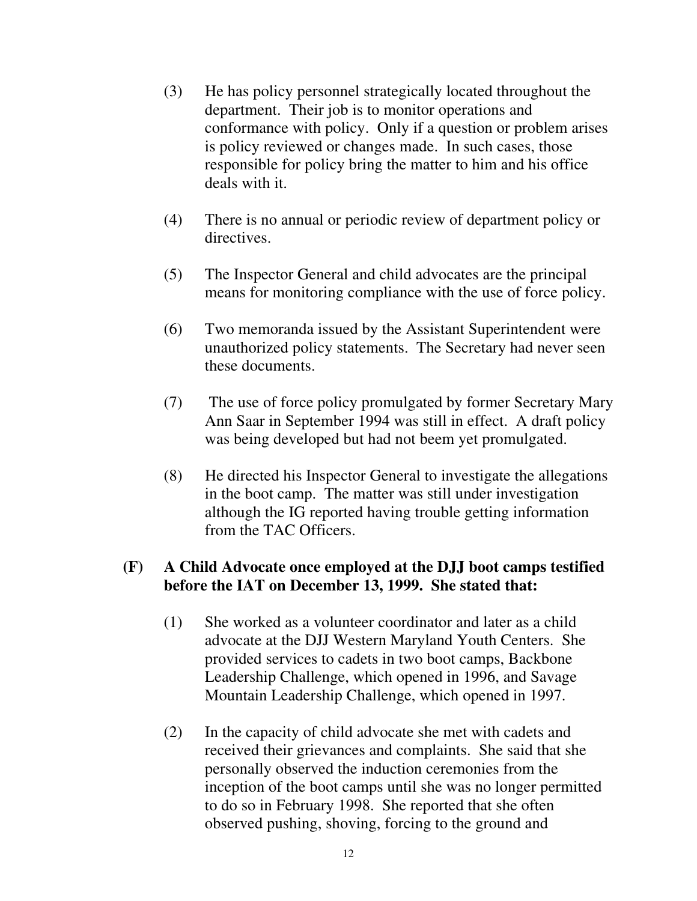(3) He has policy personnel strategically located throughout the department. Their job is to monitor operations and conformance with policy. Only if a question or problem arises is policy reviewed or changes made. In such cases, those responsible for policy bring the matter to him and his office deals with it.

(4) There is no annual or periodic review of department policy or directives.

(5) The Inspector General and child advocates are the principal means for monitoring compliance with the use of force policy.

(6) Two memoranda issued by the Assistant Superintendent were unauthorized policy statements. The Secretary had never seen these documents.

(7) The use of force policy promulgated by former Secretary Mary Ann Saar in September 1994 was still in effect. A draft policy was being developed but had not beem yet promulgated.

(8) He directed his Inspector General to investigate the allegations in the boot camp. The matter was still under investigation although the IG reported having trouble getting information from the TAC Officers.

**(F) A Child Advocate once employed at the DJJ boot camps testified before the IAT on December 13, 1999. She stated that:**

(1) She worked as a volunteer coordinator and later as a child advocate at the DJJ Western Maryland Youth Centers. She provided services to cadets in two boot camps, Backbone Leadership Challenge, which opened in 1996, and Savage Mountain Leadership Challenge, which opened in 1997.

(2) In the capacity of child advocate she met with cadets and received their grievances and complaints. She said that she personally observed the induction ceremonies from the inception of the boot camps until she was no longer permitted to do so in February 1998. She reported that she often observed pushing, shoving, forcing to the ground and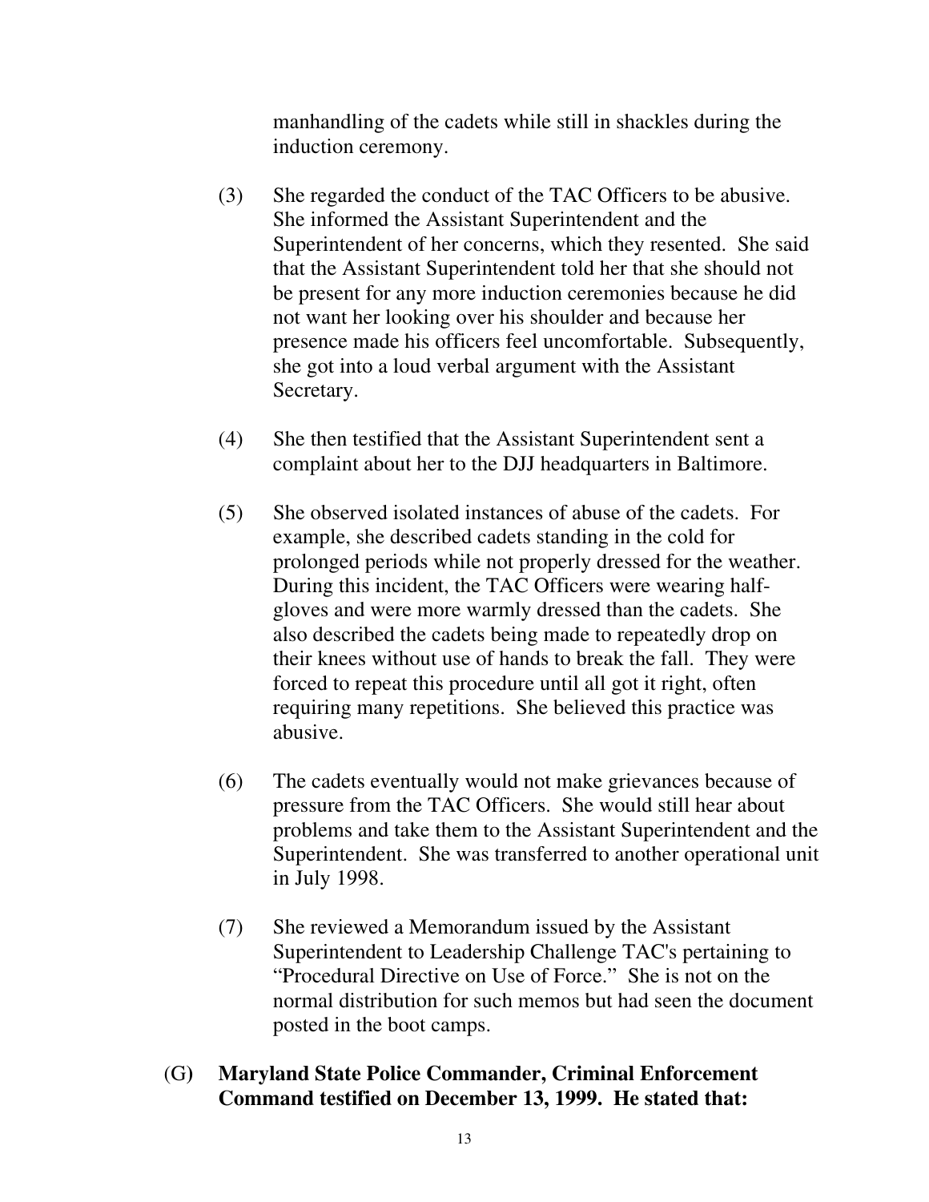manhandling of the cadets while still in shackles during the induction ceremony.

(3) She regarded the conduct of the TAC Officers to be abusive. She informed the Assistant Superintendent and the Superintendent of her concerns, which they resented. She said that the Assistant Superintendent told her that she should not be present for any more induction ceremonies because he did not want her looking over his shoulder and because her presence made his officers feel uncomfortable. Subsequently, she got into a loud verbal argument with the Assistant Secretary.

(4) She then testified that the Assistant Superintendent sent a complaint about her to the DJJ headquarters in Baltimore.

(5) She observed isolated instances of abuse of the cadets. For example, she described cadets standing in the cold for prolonged periods while not properly dressed for the weather. During this incident, the TAC Officers were wearing half-gloves and were more warmly dressed than the cadets. She also described the cadets being made to repeatedly drop on their knees without use of hands to break the fall. They were forced to repeat this procedure until all got it right, often requiring many repetitions. She believed this practice was abusive.

(6) The cadets eventually would not make grievances because of pressure from the TAC Officers. She would still hear about problems and take them to the Assistant Superintendent and the Superintendent. She was transferred to another operational unit in July 1998.

(7) She reviewed a Memorandum issued by the Assistant Superintendent to Leadership Challenge TAC's pertaining to "Procedural Directive on Use of Force." She is not on the normal distribution for such memos but had seen the document posted in the boot camps.

(G) **Maryland State Police Commander, Criminal Enforcement Command testified on December 13, 1999. He stated that:**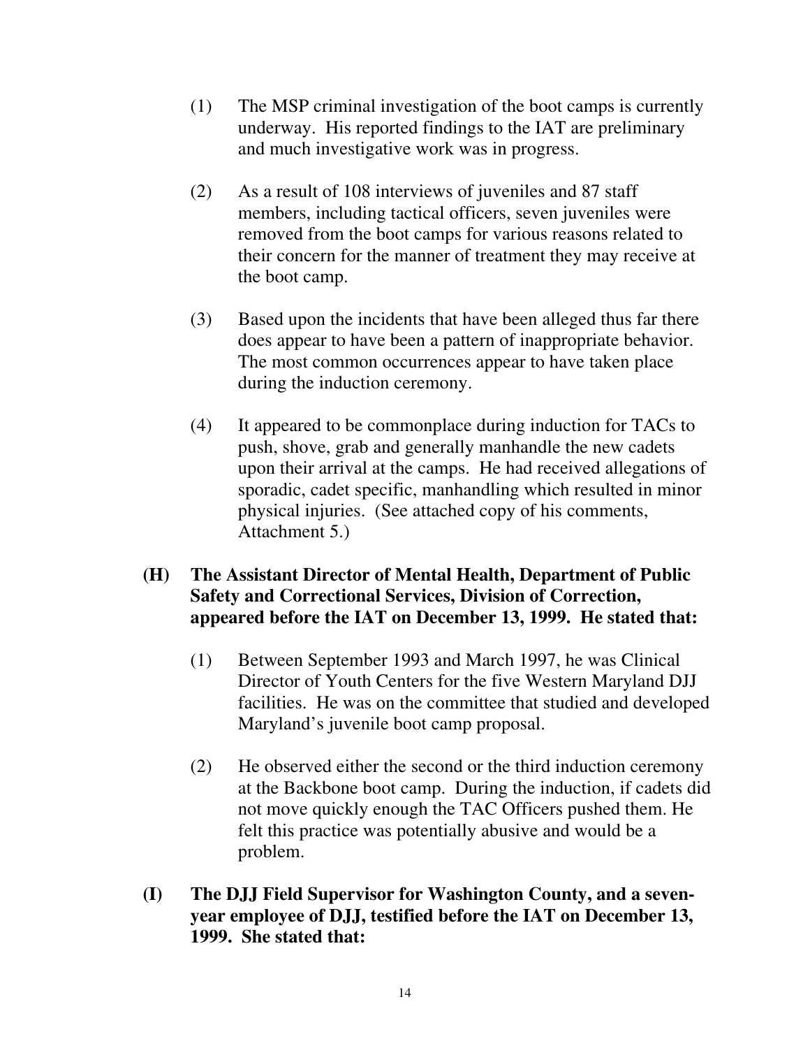(1) The MSP criminal investigation of the boot camps is currently underway. His reported findings to the IAT are preliminary and much investigative work was in progress.

(2) As a result of 108 interviews of juveniles and 87 staff members, including tactical officers, seven juveniles were removed from the boot camps for various reasons related to their concern for the manner of treatment they may receive at the boot camp.

(3) Based upon the incidents that have been alleged thus far there does appear to have been a pattern of inappropriate behavior. The most common occurrences appear to have taken place during the induction ceremony.

(4) It appeared to be commonplace during induction for TACs to push, shove, grab and generally manhandle the new cadets upon their arrival at the camps. He had received allegations of sporadic, cadet specific, manhandling which resulted in minor physical injuries. (See attached copy of his comments, Attachment 5.)

**(H) The Assistant Director of Mental Health, Department of Public Safety and Correctional Services, Division of Correction, appeared before the IAT on December 13, 1999. He stated that:**

(1) Between September 1993 and March 1997, he was Clinical Director of Youth Centers for the five Western Maryland DJJ facilities. He was on the committee that studied and developed Maryland's juvenile boot camp proposal.

(2) He observed either the second or the third induction ceremony at the Backbone boot camp. During the induction, if cadets did not move quickly enough the TAC Officers pushed them. He felt this practice was potentially abusive and would be a problem.

**(I) The DJJ Field Supervisor for Washington County, and a seven-year employee of DJJ, testified before the IAT on December 13, 1999. She stated that:**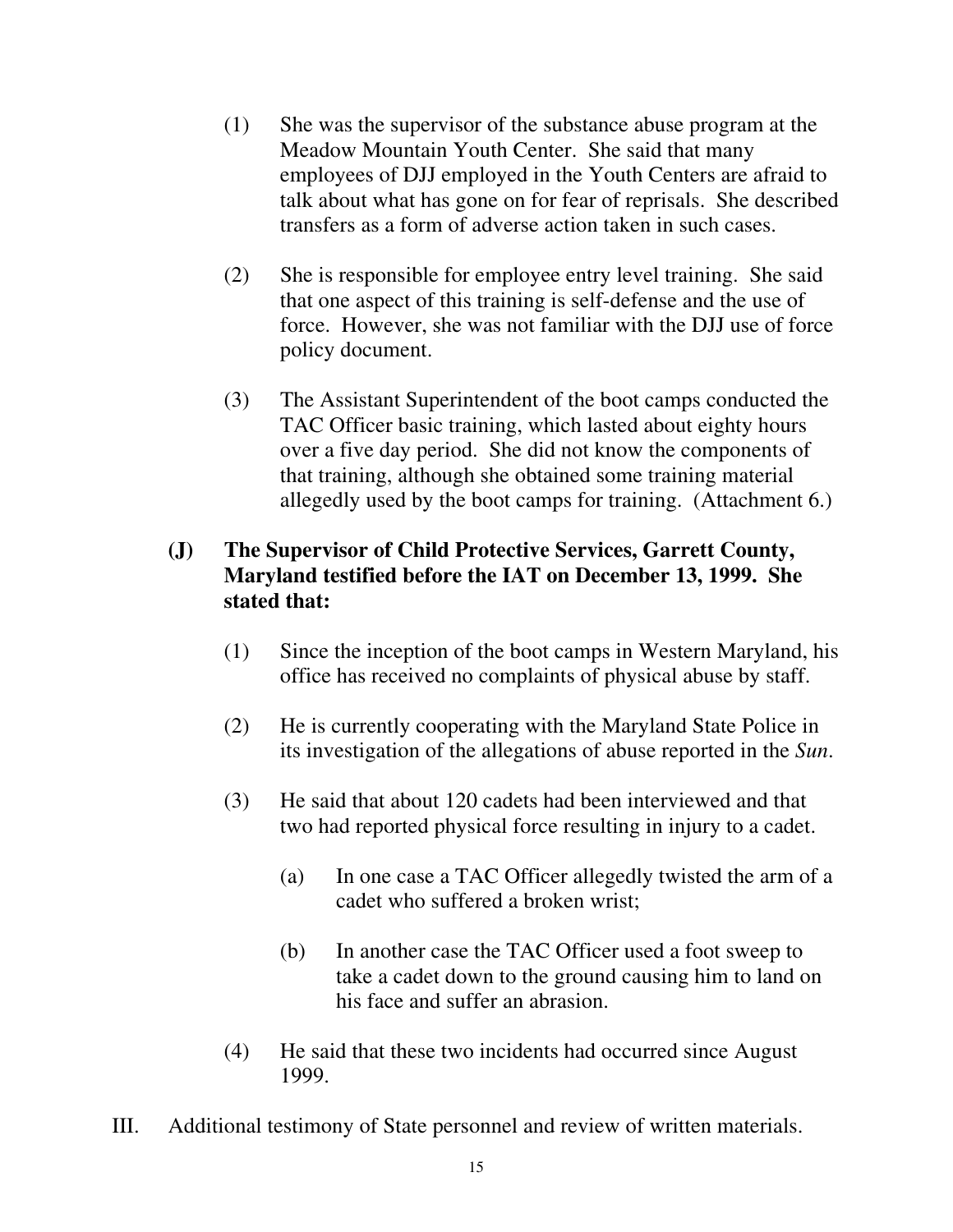(1) She was the supervisor of the substance abuse program at the Meadow Mountain Youth Center. She said that many employees of DJJ employed in the Youth Centers are afraid to talk about what has gone on for fear of reprisals. She described transfers as a form of adverse action taken in such cases.

(2) She is responsible for employee entry level training. She said that one aspect of this training is self-defense and the use of force. However, she was not familiar with the DJJ use of force policy document.

(3) The Assistant Superintendent of the boot camps conducted the TAC Officer basic training, which lasted about eighty hours over a five day period. She did not know the components of that training, although she obtained some training material allegedly used by the boot camps for training. (Attachment 6.)

**(J) The Supervisor of Child Protective Services, Garrett County, Maryland testified before the IAT on December 13, 1999. She stated that:**

(1) Since the inception of the boot camps in Western Maryland, his office has received no complaints of physical abuse by staff.

(2) He is currently cooperating with the Maryland State Police in its investigation of the allegations of abuse reported in the *Sun*.

(3) He said that about 120 cadets had been interviewed and that two had reported physical force resulting in injury to a cadet.

  (a) In one case a TAC Officer allegedly twisted the arm of a cadet who suffered a broken wrist;

  (b) In another case the TAC Officer used a foot sweep to take a cadet down to the ground causing him to land on his face and suffer an abrasion.

(4) He said that these two incidents had occurred since August 1999.

III. Additional testimony of State personnel and review of written materials.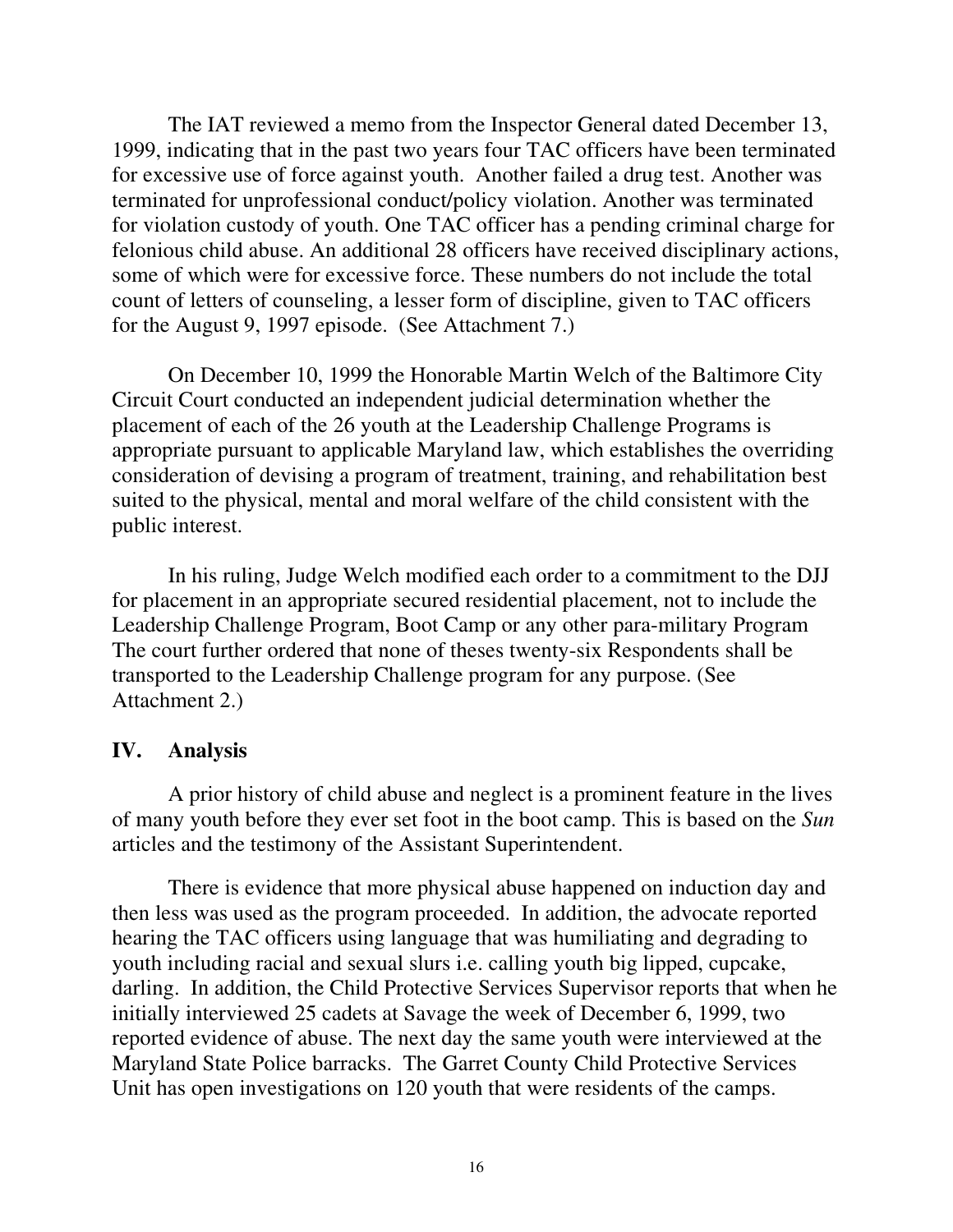The IAT reviewed a memo from the Inspector General dated December 13, 1999, indicating that in the past two years four TAC officers have been terminated for excessive use of force against youth. Another failed a drug test. Another was terminated for unprofessional conduct/policy violation. Another was terminated for violation custody of youth. One TAC officer has a pending criminal charge for felonious child abuse. An additional 28 officers have received disciplinary actions, some of which were for excessive force. These numbers do not include the total count of letters of counseling, a lesser form of discipline, given to TAC officers for the August 9, 1997 episode. (See Attachment 7.)

On December 10, 1999 the Honorable Martin Welch of the Baltimore City Circuit Court conducted an independent judicial determination whether the placement of each of the 26 youth at the Leadership Challenge Programs is appropriate pursuant to applicable Maryland law, which establishes the overriding consideration of devising a program of treatment, training, and rehabilitation best suited to the physical, mental and moral welfare of the child consistent with the public interest.

In his ruling, Judge Welch modified each order to a commitment to the DJJ for placement in an appropriate secured residential placement, not to include the Leadership Challenge Program, Boot Camp or any other para-military Program The court further ordered that none of theses twenty-six Respondents shall be transported to the Leadership Challenge program for any purpose. (See Attachment 2.)

## IV. Analysis

A prior history of child abuse and neglect is a prominent feature in the lives of many youth before they ever set foot in the boot camp. This is based on the *Sun* articles and the testimony of the Assistant Superintendent.

There is evidence that more physical abuse happened on induction day and then less was used as the program proceeded. In addition, the advocate reported hearing the TAC officers using language that was humiliating and degrading to youth including racial and sexual slurs i.e. calling youth big lipped, cupcake, darling. In addition, the Child Protective Services Supervisor reports that when he initially interviewed 25 cadets at Savage the week of December 6, 1999, two reported evidence of abuse. The next day the same youth were interviewed at the Maryland State Police barracks. The Garret County Child Protective Services Unit has open investigations on 120 youth that were residents of the camps.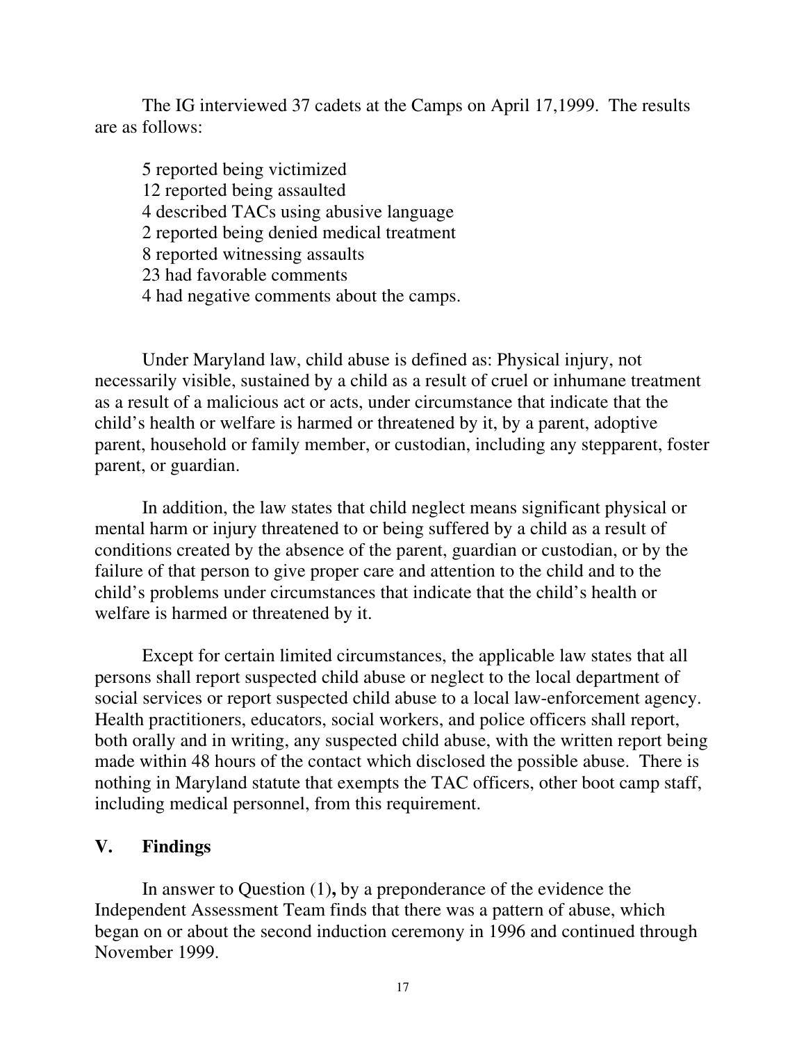The IG interviewed 37 cadets at the Camps on April 17,1999. The results are as follows:

5 reported being victimized
12 reported being assaulted
4 described TACs using abusive language
2 reported being denied medical treatment
8 reported witnessing assaults
23 had favorable comments
4 had negative comments about the camps.

Under Maryland law, child abuse is defined as: Physical injury, not necessarily visible, sustained by a child as a result of cruel or inhumane treatment as a result of a malicious act or acts, under circumstance that indicate that the child's health or welfare is harmed or threatened by it, by a parent, adoptive parent, household or family member, or custodian, including any stepparent, foster parent, or guardian.

In addition, the law states that child neglect means significant physical or mental harm or injury threatened to or being suffered by a child as a result of conditions created by the absence of the parent, guardian or custodian, or by the failure of that person to give proper care and attention to the child and to the child's problems under circumstances that indicate that the child's health or welfare is harmed or threatened by it.

Except for certain limited circumstances, the applicable law states that all persons shall report suspected child abuse or neglect to the local department of social services or report suspected child abuse to a local law-enforcement agency. Health practitioners, educators, social workers, and police officers shall report, both orally and in writing, any suspected child abuse, with the written report being made within 48 hours of the contact which disclosed the possible abuse. There is nothing in Maryland statute that exempts the TAC officers, other boot camp staff, including medical personnel, from this requirement.

## V. Findings

In answer to Question (1)**,** by a preponderance of the evidence the Independent Assessment Team finds that there was a pattern of abuse, which began on or about the second induction ceremony in 1996 and continued through November 1999.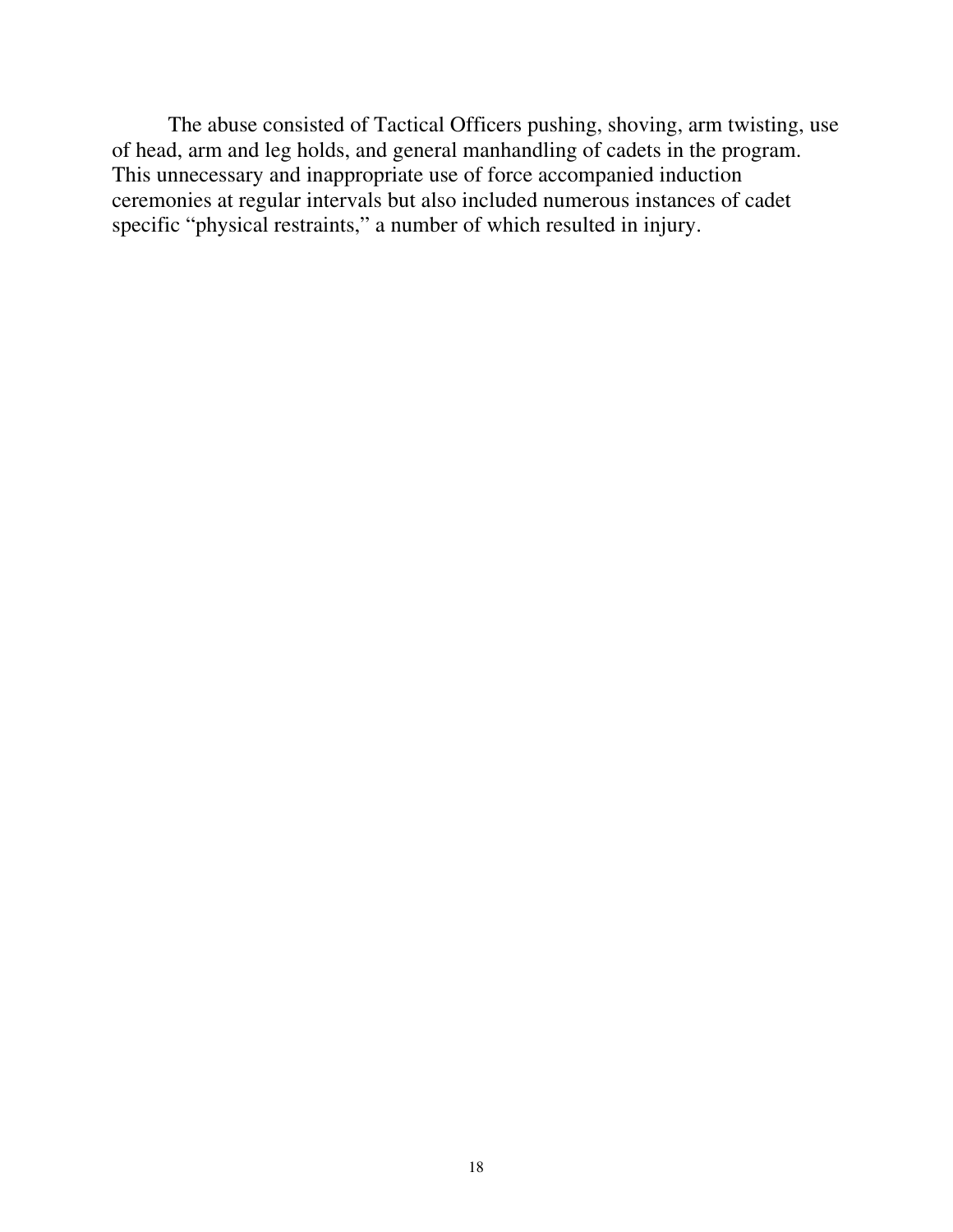The abuse consisted of Tactical Officers pushing, shoving, arm twisting, use of head, arm and leg holds, and general manhandling of cadets in the program. This unnecessary and inappropriate use of force accompanied induction ceremonies at regular intervals but also included numerous instances of cadet specific "physical restraints," a number of which resulted in injury.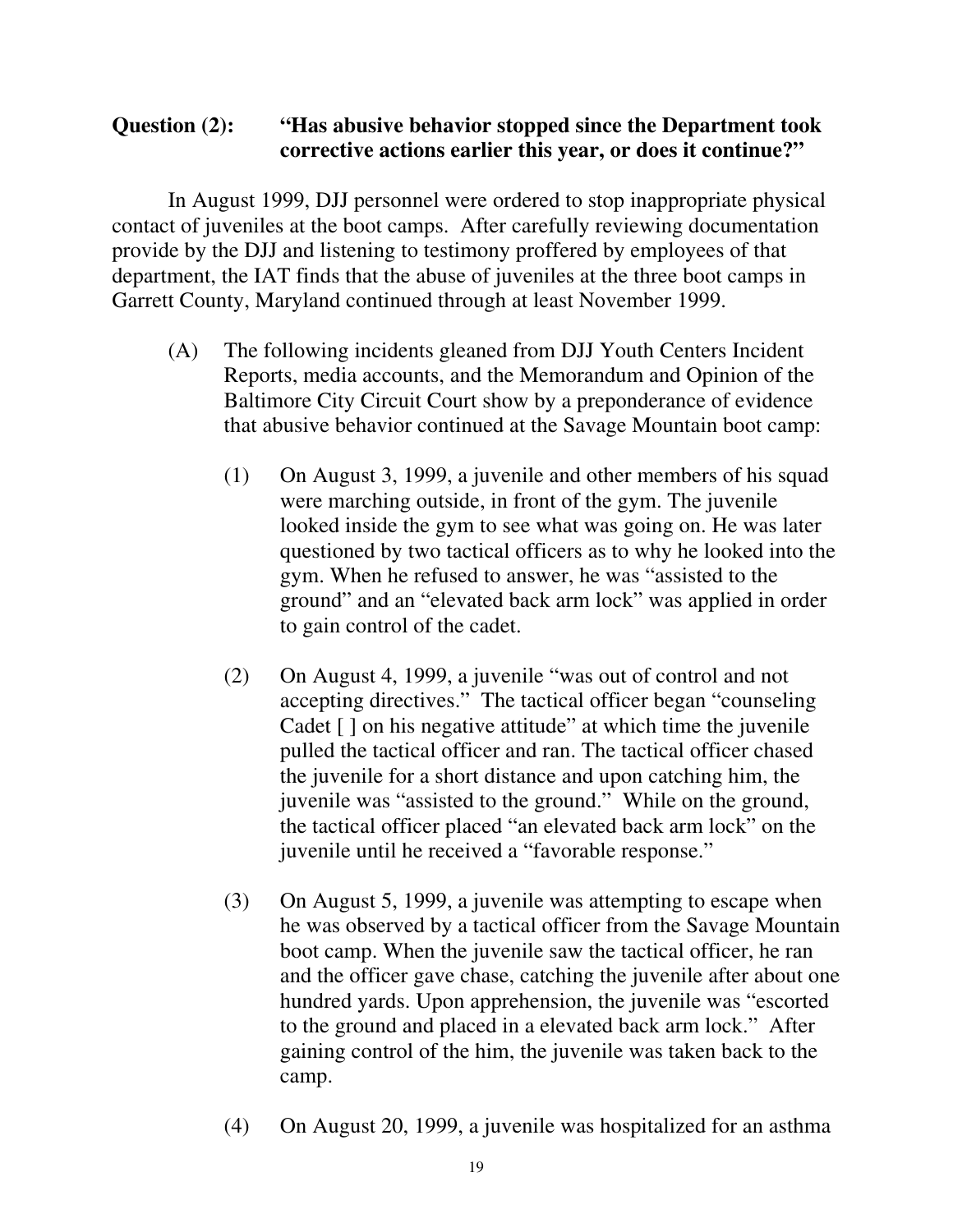**Question (2): "Has abusive behavior stopped since the Department took corrective actions earlier this year, or does it continue?"**

In August 1999, DJJ personnel were ordered to stop inappropriate physical contact of juveniles at the boot camps. After carefully reviewing documentation provide by the DJJ and listening to testimony proffered by employees of that department, the IAT finds that the abuse of juveniles at the three boot camps in Garrett County, Maryland continued through at least November 1999.

(A) The following incidents gleaned from DJJ Youth Centers Incident Reports, media accounts, and the Memorandum and Opinion of the Baltimore City Circuit Court show by a preponderance of evidence that abusive behavior continued at the Savage Mountain boot camp:

(1) On August 3, 1999, a juvenile and other members of his squad were marching outside, in front of the gym. The juvenile looked inside the gym to see what was going on. He was later questioned by two tactical officers as to why he looked into the gym. When he refused to answer, he was "assisted to the ground" and an "elevated back arm lock" was applied in order to gain control of the cadet.

(2) On August 4, 1999, a juvenile "was out of control and not accepting directives." The tactical officer began "counseling Cadet [ ] on his negative attitude" at which time the juvenile pulled the tactical officer and ran. The tactical officer chased the juvenile for a short distance and upon catching him, the juvenile was "assisted to the ground." While on the ground, the tactical officer placed "an elevated back arm lock" on the juvenile until he received a "favorable response."

(3) On August 5, 1999, a juvenile was attempting to escape when he was observed by a tactical officer from the Savage Mountain boot camp. When the juvenile saw the tactical officer, he ran and the officer gave chase, catching the juvenile after about one hundred yards. Upon apprehension, the juvenile was "escorted to the ground and placed in a elevated back arm lock." After gaining control of the him, the juvenile was taken back to the camp.

(4) On August 20, 1999, a juvenile was hospitalized for an asthma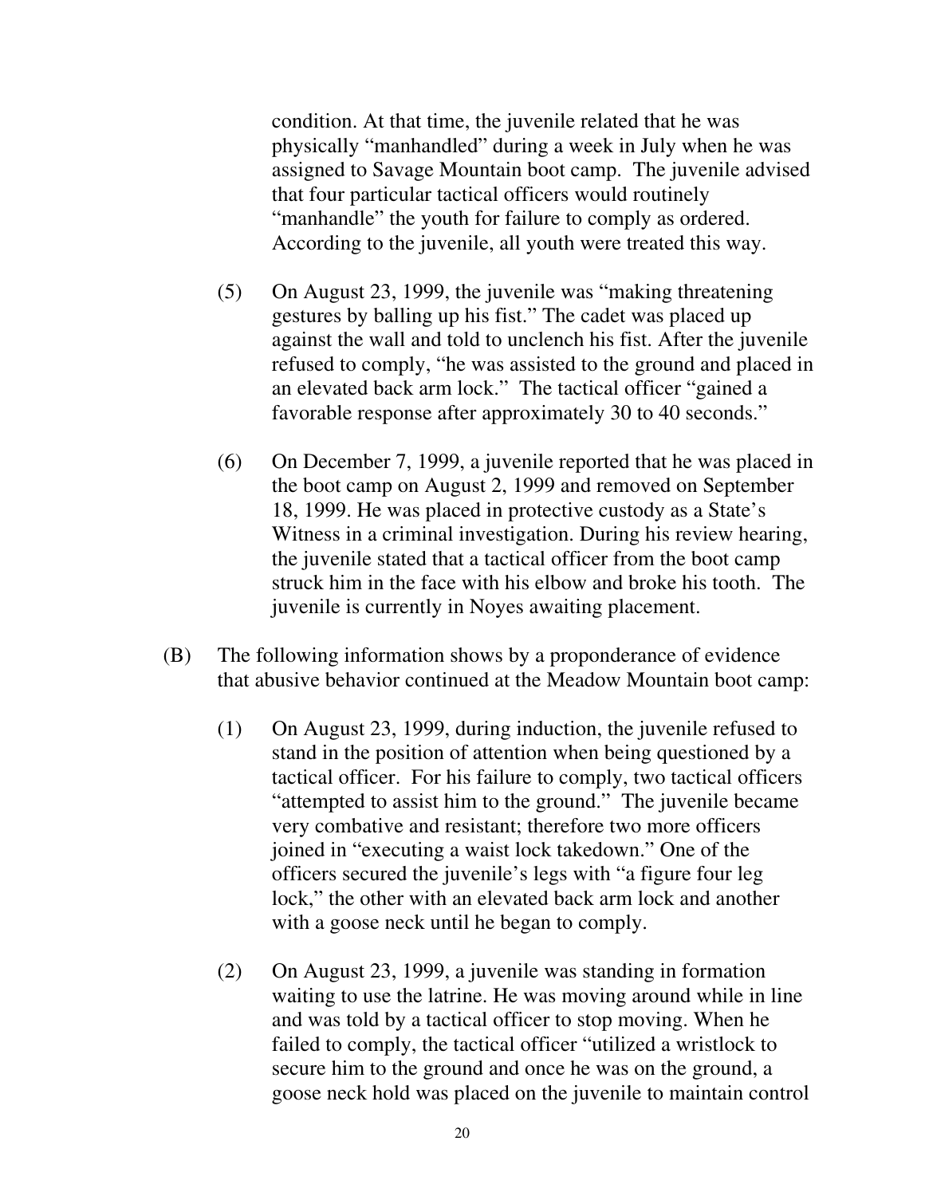condition. At that time, the juvenile related that he was physically "manhandled" during a week in July when he was assigned to Savage Mountain boot camp. The juvenile advised that four particular tactical officers would routinely "manhandle" the youth for failure to comply as ordered. According to the juvenile, all youth were treated this way.

(5) On August 23, 1999, the juvenile was "making threatening gestures by balling up his fist." The cadet was placed up against the wall and told to unclench his fist. After the juvenile refused to comply, "he was assisted to the ground and placed in an elevated back arm lock." The tactical officer "gained a favorable response after approximately 30 to 40 seconds."

(6) On December 7, 1999, a juvenile reported that he was placed in the boot camp on August 2, 1999 and removed on September 18, 1999. He was placed in protective custody as a State's Witness in a criminal investigation. During his review hearing, the juvenile stated that a tactical officer from the boot camp struck him in the face with his elbow and broke his tooth. The juvenile is currently in Noyes awaiting placement.

(B) The following information shows by a proponderance of evidence that abusive behavior continued at the Meadow Mountain boot camp:

(1) On August 23, 1999, during induction, the juvenile refused to stand in the position of attention when being questioned by a tactical officer. For his failure to comply, two tactical officers "attempted to assist him to the ground." The juvenile became very combative and resistant; therefore two more officers joined in "executing a waist lock takedown." One of the officers secured the juvenile's legs with "a figure four leg lock," the other with an elevated back arm lock and another with a goose neck until he began to comply.

(2) On August 23, 1999, a juvenile was standing in formation waiting to use the latrine. He was moving around while in line and was told by a tactical officer to stop moving. When he failed to comply, the tactical officer "utilized a wristlock to secure him to the ground and once he was on the ground, a goose neck hold was placed on the juvenile to maintain control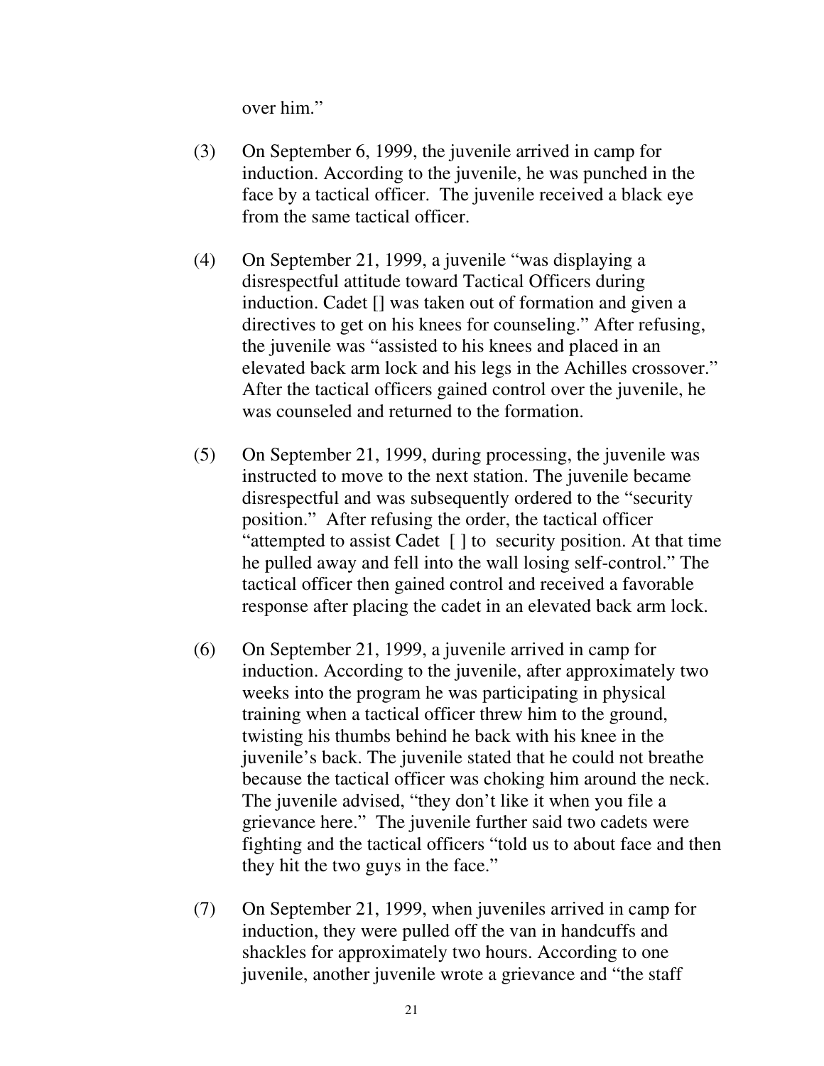over him."

(3) On September 6, 1999, the juvenile arrived in camp for induction. According to the juvenile, he was punched in the face by a tactical officer. The juvenile received a black eye from the same tactical officer.

(4) On September 21, 1999, a juvenile "was displaying a disrespectful attitude toward Tactical Officers during induction. Cadet [] was taken out of formation and given a directives to get on his knees for counseling." After refusing, the juvenile was "assisted to his knees and placed in an elevated back arm lock and his legs in the Achilles crossover." After the tactical officers gained control over the juvenile, he was counseled and returned to the formation.

(5) On September 21, 1999, during processing, the juvenile was instructed to move to the next station. The juvenile became disrespectful and was subsequently ordered to the "security position." After refusing the order, the tactical officer "attempted to assist Cadet [ ] to security position. At that time he pulled away and fell into the wall losing self-control." The tactical officer then gained control and received a favorable response after placing the cadet in an elevated back arm lock.

(6) On September 21, 1999, a juvenile arrived in camp for induction. According to the juvenile, after approximately two weeks into the program he was participating in physical training when a tactical officer threw him to the ground, twisting his thumbs behind he back with his knee in the juvenile's back. The juvenile stated that he could not breathe because the tactical officer was choking him around the neck. The juvenile advised, "they don't like it when you file a grievance here." The juvenile further said two cadets were fighting and the tactical officers "told us to about face and then they hit the two guys in the face."

(7) On September 21, 1999, when juveniles arrived in camp for induction, they were pulled off the van in handcuffs and shackles for approximately two hours. According to one juvenile, another juvenile wrote a grievance and "the staff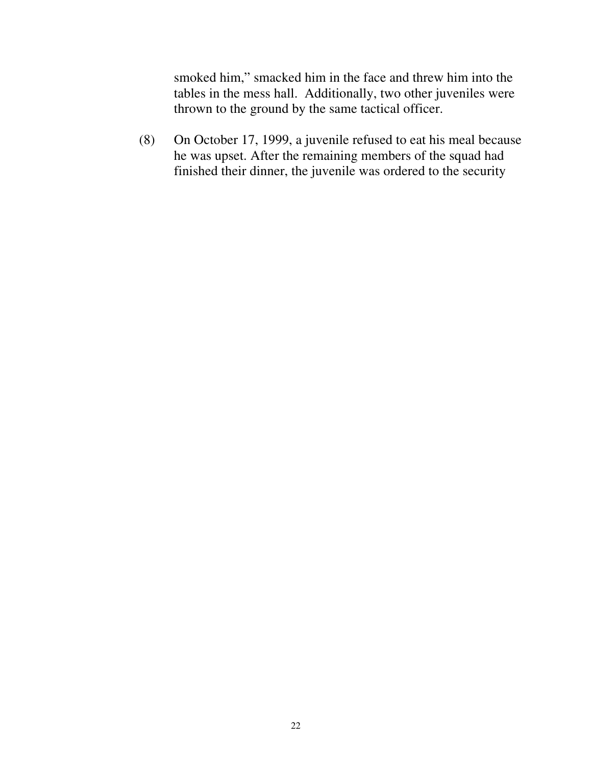smoked him," smacked him in the face and threw him into the tables in the mess hall. Additionally, two other juveniles were thrown to the ground by the same tactical officer.

(8) On October 17, 1999, a juvenile refused to eat his meal because he was upset. After the remaining members of the squad had finished their dinner, the juvenile was ordered to the security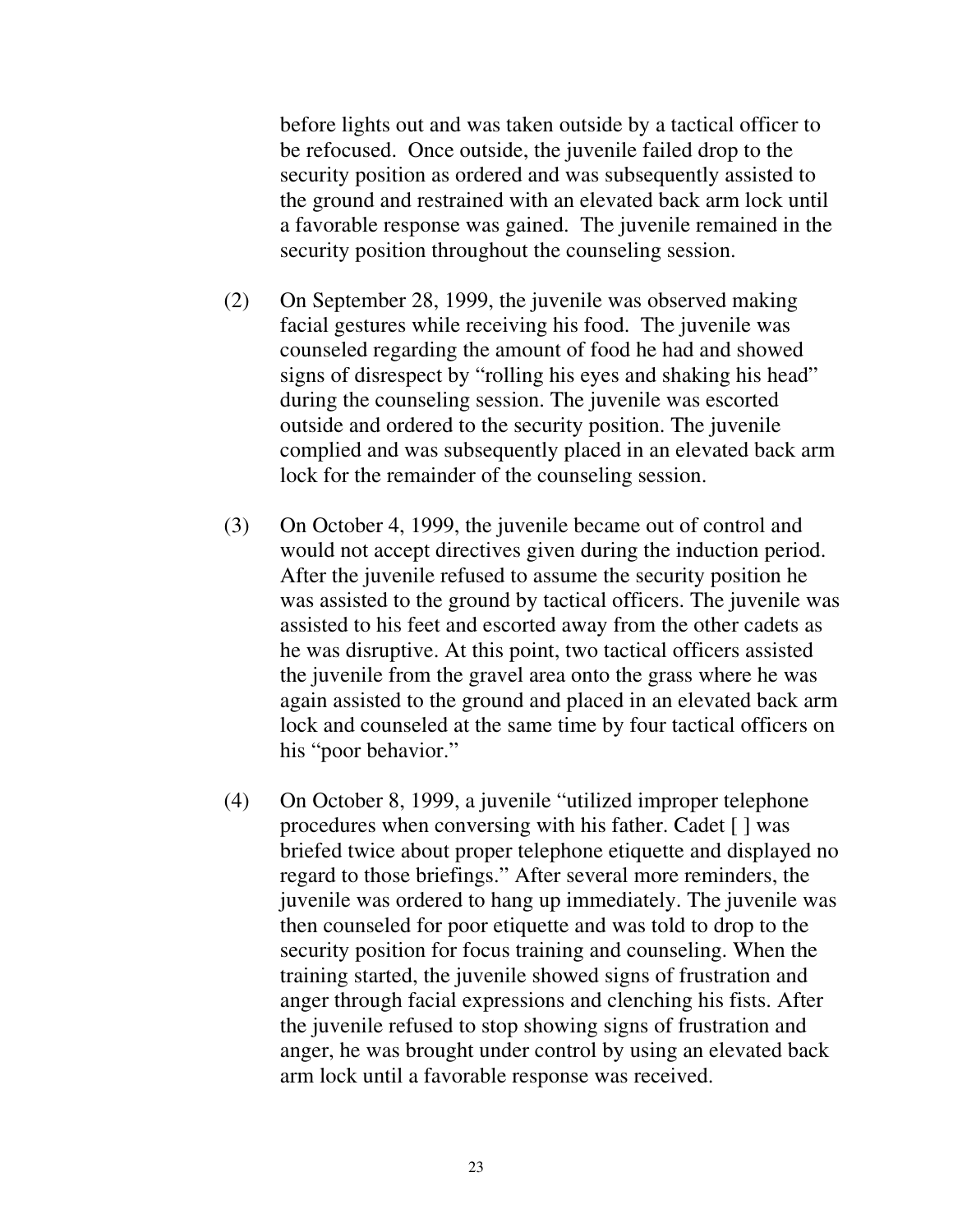before lights out and was taken outside by a tactical officer to be refocused. Once outside, the juvenile failed drop to the security position as ordered and was subsequently assisted to the ground and restrained with an elevated back arm lock until a favorable response was gained. The juvenile remained in the security position throughout the counseling session.

(2) On September 28, 1999, the juvenile was observed making facial gestures while receiving his food. The juvenile was counseled regarding the amount of food he had and showed signs of disrespect by "rolling his eyes and shaking his head" during the counseling session. The juvenile was escorted outside and ordered to the security position. The juvenile complied and was subsequently placed in an elevated back arm lock for the remainder of the counseling session.

(3) On October 4, 1999, the juvenile became out of control and would not accept directives given during the induction period. After the juvenile refused to assume the security position he was assisted to the ground by tactical officers. The juvenile was assisted to his feet and escorted away from the other cadets as he was disruptive. At this point, two tactical officers assisted the juvenile from the gravel area onto the grass where he was again assisted to the ground and placed in an elevated back arm lock and counseled at the same time by four tactical officers on his "poor behavior."

(4) On October 8, 1999, a juvenile "utilized improper telephone procedures when conversing with his father. Cadet [ ] was briefed twice about proper telephone etiquette and displayed no regard to those briefings." After several more reminders, the juvenile was ordered to hang up immediately. The juvenile was then counseled for poor etiquette and was told to drop to the security position for focus training and counseling. When the training started, the juvenile showed signs of frustration and anger through facial expressions and clenching his fists. After the juvenile refused to stop showing signs of frustration and anger, he was brought under control by using an elevated back arm lock until a favorable response was received.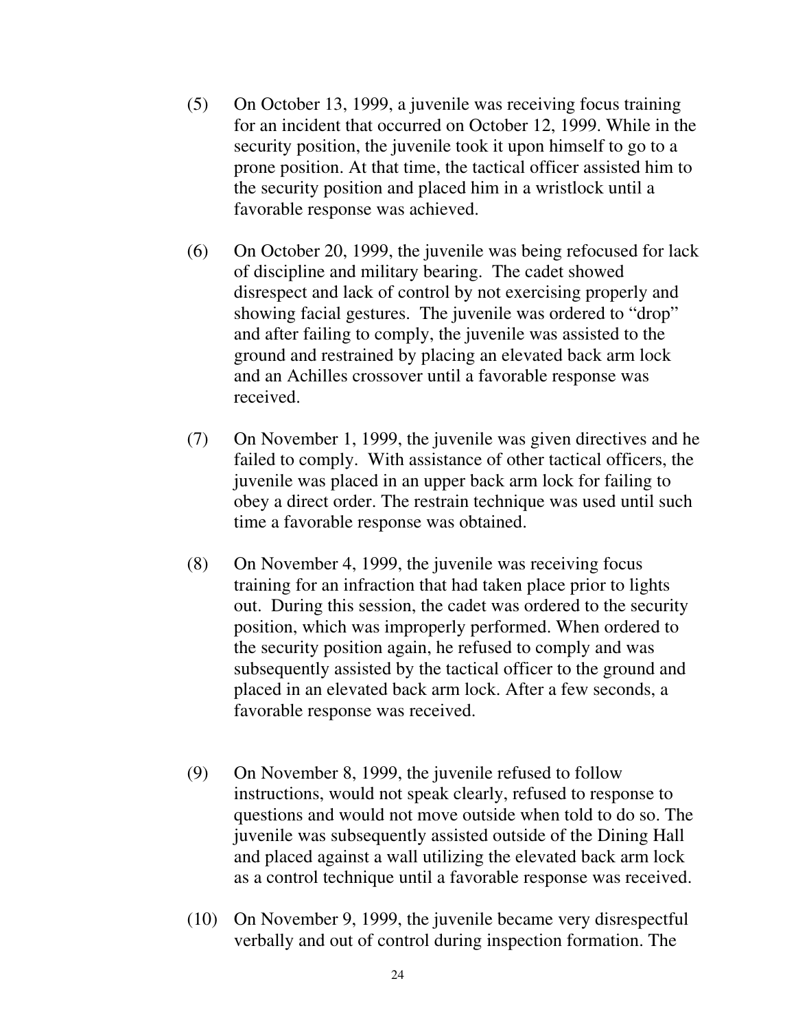(5) On October 13, 1999, a juvenile was receiving focus training for an incident that occurred on October 12, 1999. While in the security position, the juvenile took it upon himself to go to a prone position. At that time, the tactical officer assisted him to the security position and placed him in a wristlock until a favorable response was achieved.

(6) On October 20, 1999, the juvenile was being refocused for lack of discipline and military bearing. The cadet showed disrespect and lack of control by not exercising properly and showing facial gestures. The juvenile was ordered to "drop" and after failing to comply, the juvenile was assisted to the ground and restrained by placing an elevated back arm lock and an Achilles crossover until a favorable response was received.

(7) On November 1, 1999, the juvenile was given directives and he failed to comply. With assistance of other tactical officers, the juvenile was placed in an upper back arm lock for failing to obey a direct order. The restrain technique was used until such time a favorable response was obtained.

(8) On November 4, 1999, the juvenile was receiving focus training for an infraction that had taken place prior to lights out. During this session, the cadet was ordered to the security position, which was improperly performed. When ordered to the security position again, he refused to comply and was subsequently assisted by the tactical officer to the ground and placed in an elevated back arm lock. After a few seconds, a favorable response was received.

(9) On November 8, 1999, the juvenile refused to follow instructions, would not speak clearly, refused to response to questions and would not move outside when told to do so. The juvenile was subsequently assisted outside of the Dining Hall and placed against a wall utilizing the elevated back arm lock as a control technique until a favorable response was received.

(10) On November 9, 1999, the juvenile became very disrespectful verbally and out of control during inspection formation. The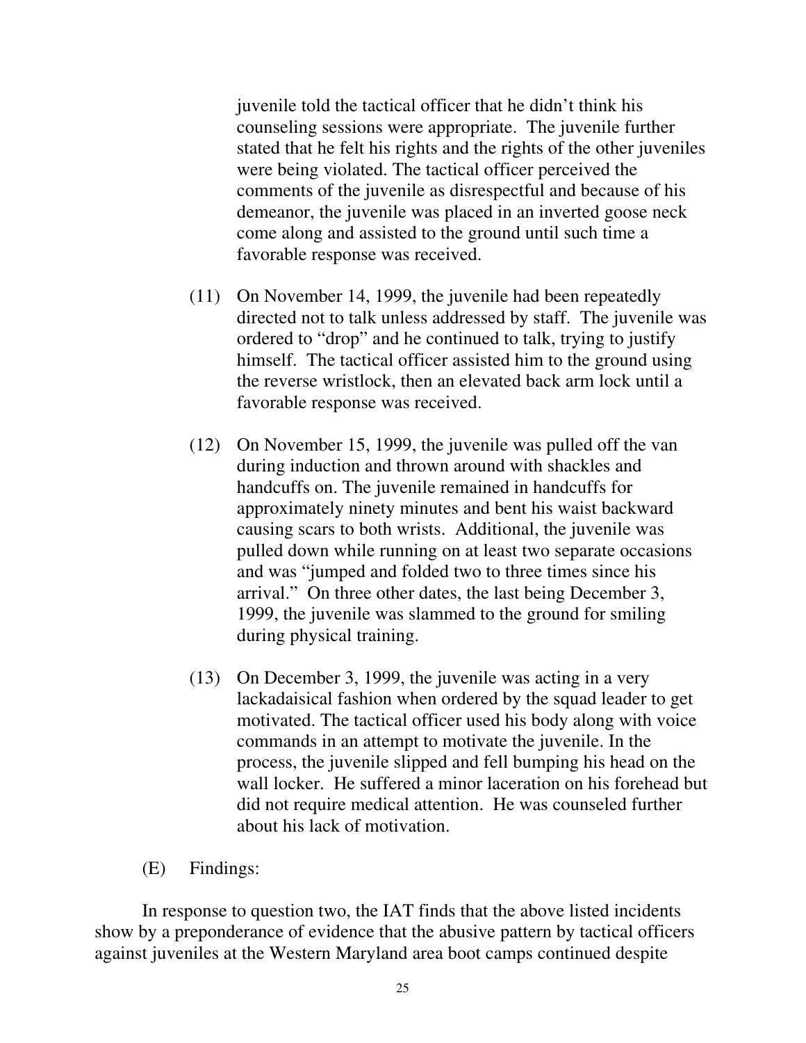juvenile told the tactical officer that he didn't think his counseling sessions were appropriate. The juvenile further stated that he felt his rights and the rights of the other juveniles were being violated. The tactical officer perceived the comments of the juvenile as disrespectful and because of his demeanor, the juvenile was placed in an inverted goose neck come along and assisted to the ground until such time a favorable response was received.

(11) On November 14, 1999, the juvenile had been repeatedly directed not to talk unless addressed by staff. The juvenile was ordered to "drop" and he continued to talk, trying to justify himself. The tactical officer assisted him to the ground using the reverse wristlock, then an elevated back arm lock until a favorable response was received.

(12) On November 15, 1999, the juvenile was pulled off the van during induction and thrown around with shackles and handcuffs on. The juvenile remained in handcuffs for approximately ninety minutes and bent his waist backward causing scars to both wrists. Additional, the juvenile was pulled down while running on at least two separate occasions and was "jumped and folded two to three times since his arrival." On three other dates, the last being December 3, 1999, the juvenile was slammed to the ground for smiling during physical training.

(13) On December 3, 1999, the juvenile was acting in a very lackadaisical fashion when ordered by the squad leader to get motivated. The tactical officer used his body along with voice commands in an attempt to motivate the juvenile. In the process, the juvenile slipped and fell bumping his head on the wall locker. He suffered a minor laceration on his forehead but did not require medical attention. He was counseled further about his lack of motivation.

(E) Findings:

In response to question two, the IAT finds that the above listed incidents show by a preponderance of evidence that the abusive pattern by tactical officers against juveniles at the Western Maryland area boot camps continued despite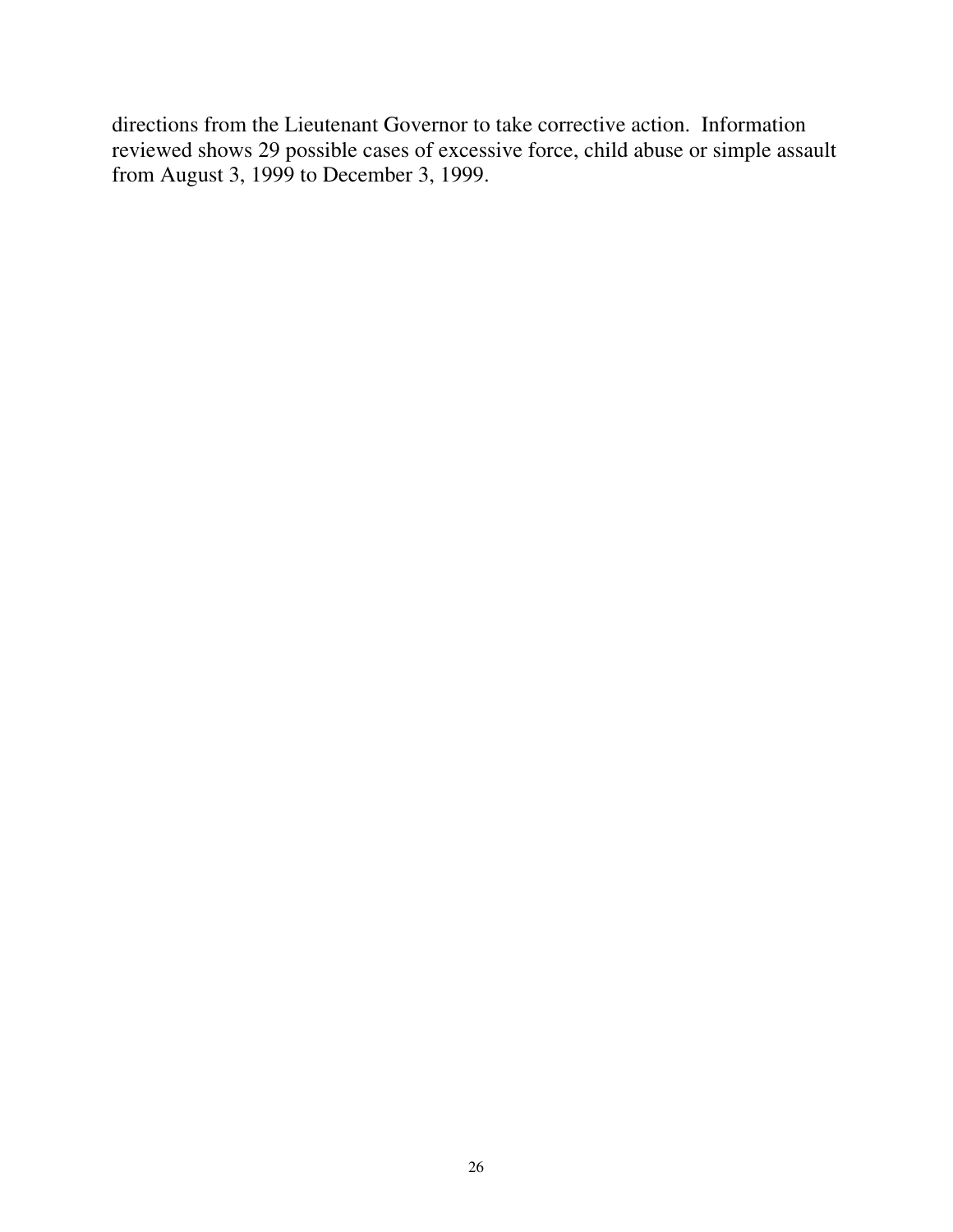directions from the Lieutenant Governor to take corrective action. Information reviewed shows 29 possible cases of excessive force, child abuse or simple assault from August 3, 1999 to December 3, 1999.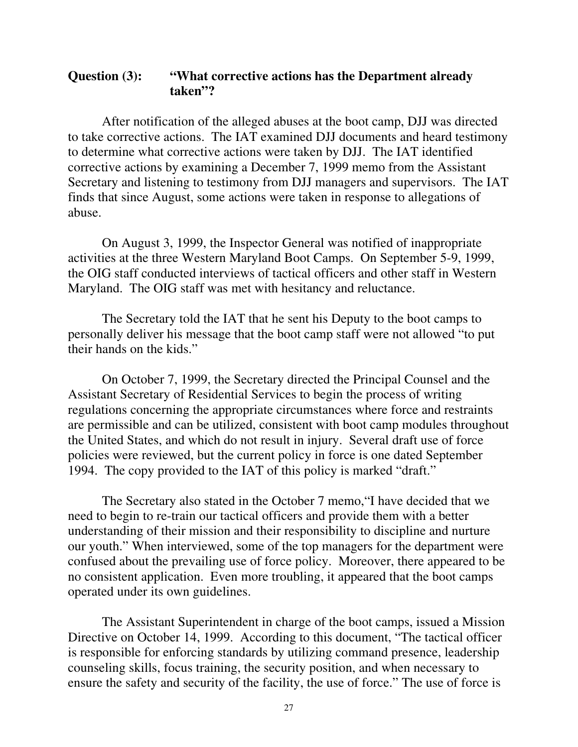**Question (3): "What corrective actions has the Department already taken"?**

After notification of the alleged abuses at the boot camp, DJJ was directed to take corrective actions. The IAT examined DJJ documents and heard testimony to determine what corrective actions were taken by DJJ. The IAT identified corrective actions by examining a December 7, 1999 memo from the Assistant Secretary and listening to testimony from DJJ managers and supervisors. The IAT finds that since August, some actions were taken in response to allegations of abuse.

On August 3, 1999, the Inspector General was notified of inappropriate activities at the three Western Maryland Boot Camps. On September 5-9, 1999, the OIG staff conducted interviews of tactical officers and other staff in Western Maryland. The OIG staff was met with hesitancy and reluctance.

The Secretary told the IAT that he sent his Deputy to the boot camps to personally deliver his message that the boot camp staff were not allowed "to put their hands on the kids."

On October 7, 1999, the Secretary directed the Principal Counsel and the Assistant Secretary of Residential Services to begin the process of writing regulations concerning the appropriate circumstances where force and restraints are permissible and can be utilized, consistent with boot camp modules throughout the United States, and which do not result in injury. Several draft use of force policies were reviewed, but the current policy in force is one dated September 1994. The copy provided to the IAT of this policy is marked "draft."

The Secretary also stated in the October 7 memo,"I have decided that we need to begin to re-train our tactical officers and provide them with a better understanding of their mission and their responsibility to discipline and nurture our youth." When interviewed, some of the top managers for the department were confused about the prevailing use of force policy. Moreover, there appeared to be no consistent application. Even more troubling, it appeared that the boot camps operated under its own guidelines.

The Assistant Superintendent in charge of the boot camps, issued a Mission Directive on October 14, 1999. According to this document, "The tactical officer is responsible for enforcing standards by utilizing command presence, leadership counseling skills, focus training, the security position, and when necessary to ensure the safety and security of the facility, the use of force." The use of force is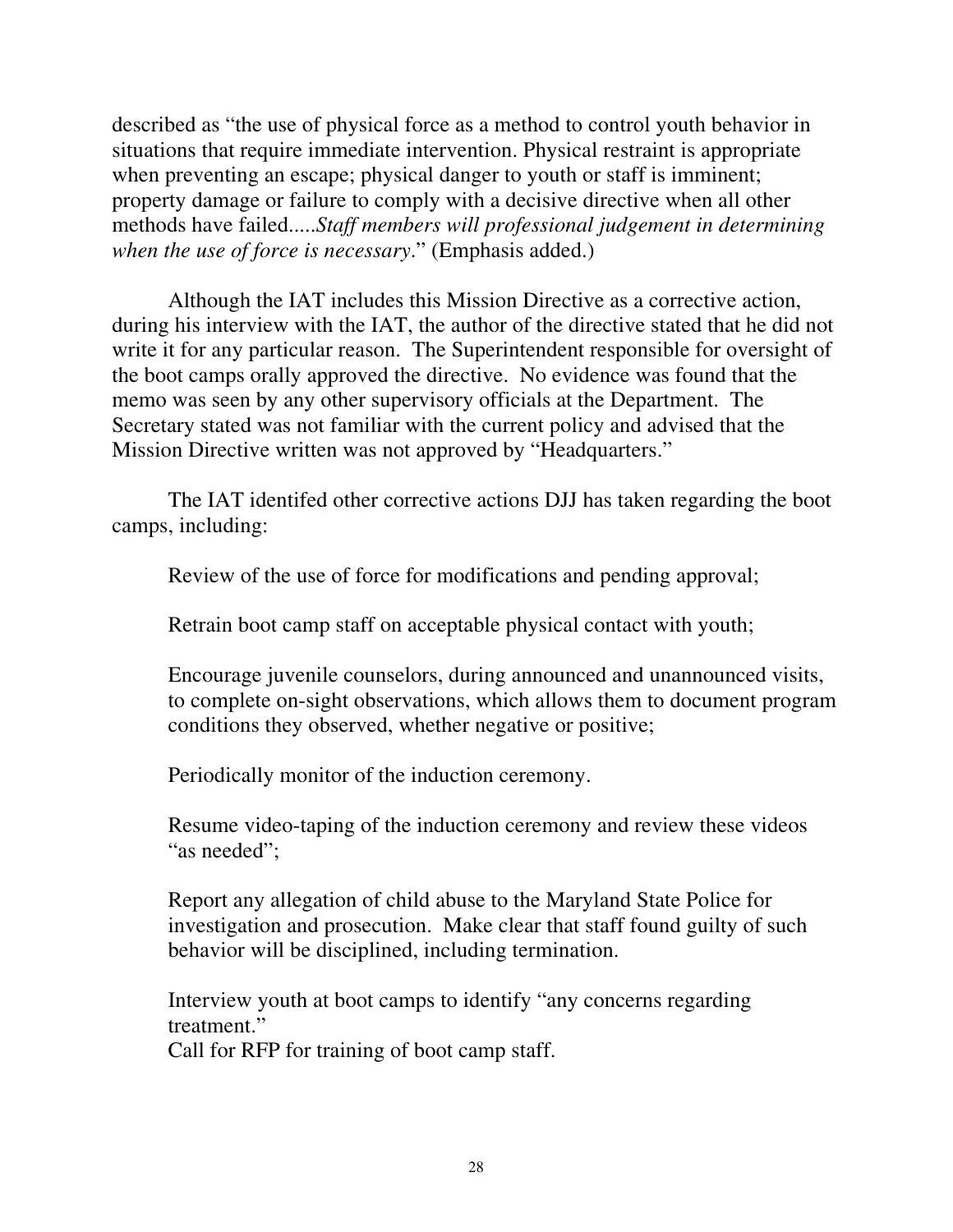described as "the use of physical force as a method to control youth behavior in situations that require immediate intervention. Physical restraint is appropriate when preventing an escape; physical danger to youth or staff is imminent; property damage or failure to comply with a decisive directive when all other methods have failed.....*Staff members will professional judgement in determining when the use of force is necessary*." (Emphasis added.)

Although the IAT includes this Mission Directive as a corrective action, during his interview with the IAT, the author of the directive stated that he did not write it for any particular reason. The Superintendent responsible for oversight of the boot camps orally approved the directive. No evidence was found that the memo was seen by any other supervisory officials at the Department. The Secretary stated was not familiar with the current policy and advised that the Mission Directive written was not approved by "Headquarters."

The IAT identifed other corrective actions DJJ has taken regarding the boot camps, including:

Review of the use of force for modifications and pending approval;

Retrain boot camp staff on acceptable physical contact with youth;

Encourage juvenile counselors, during announced and unannounced visits, to complete on-sight observations, which allows them to document program conditions they observed, whether negative or positive;

Periodically monitor of the induction ceremony.

Resume video-taping of the induction ceremony and review these videos "as needed";

Report any allegation of child abuse to the Maryland State Police for investigation and prosecution. Make clear that staff found guilty of such behavior will be disciplined, including termination.

Interview youth at boot camps to identify "any concerns regarding treatment."
Call for RFP for training of boot camp staff.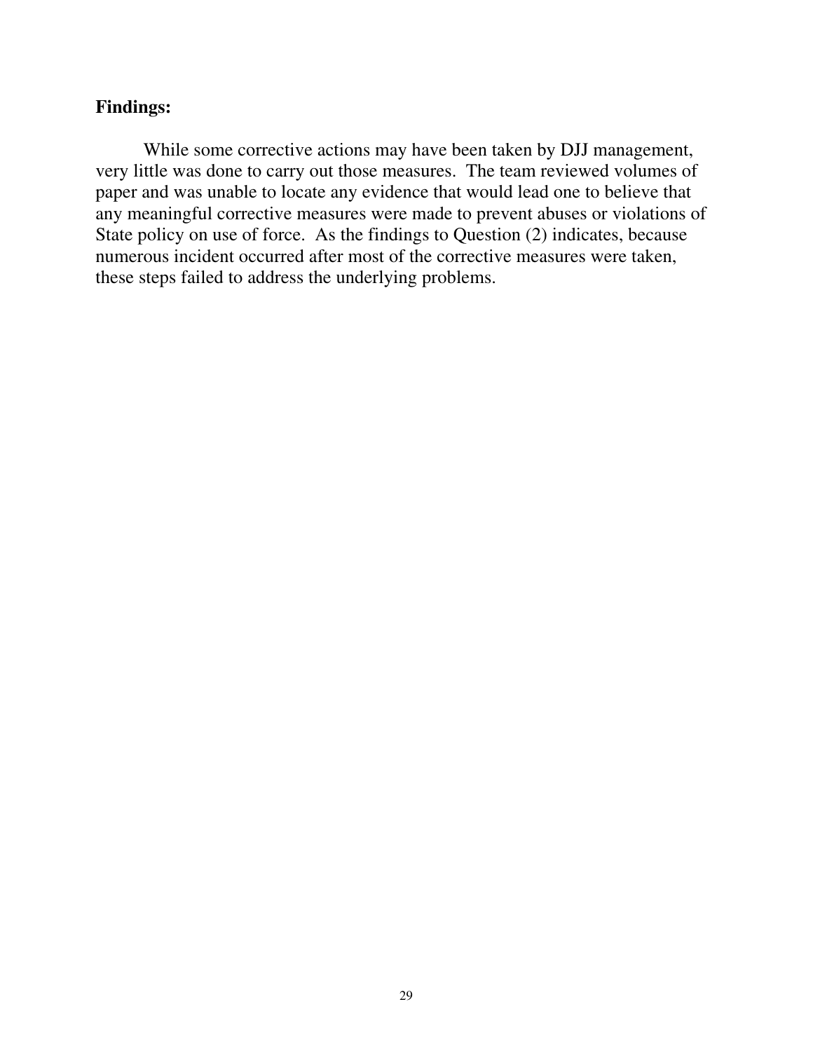**Findings:**

While some corrective actions may have been taken by DJJ management, very little was done to carry out those measures. The team reviewed volumes of paper and was unable to locate any evidence that would lead one to believe that any meaningful corrective measures were made to prevent abuses or violations of State policy on use of force. As the findings to Question (2) indicates, because numerous incident occurred after most of the corrective measures were taken, these steps failed to address the underlying problems.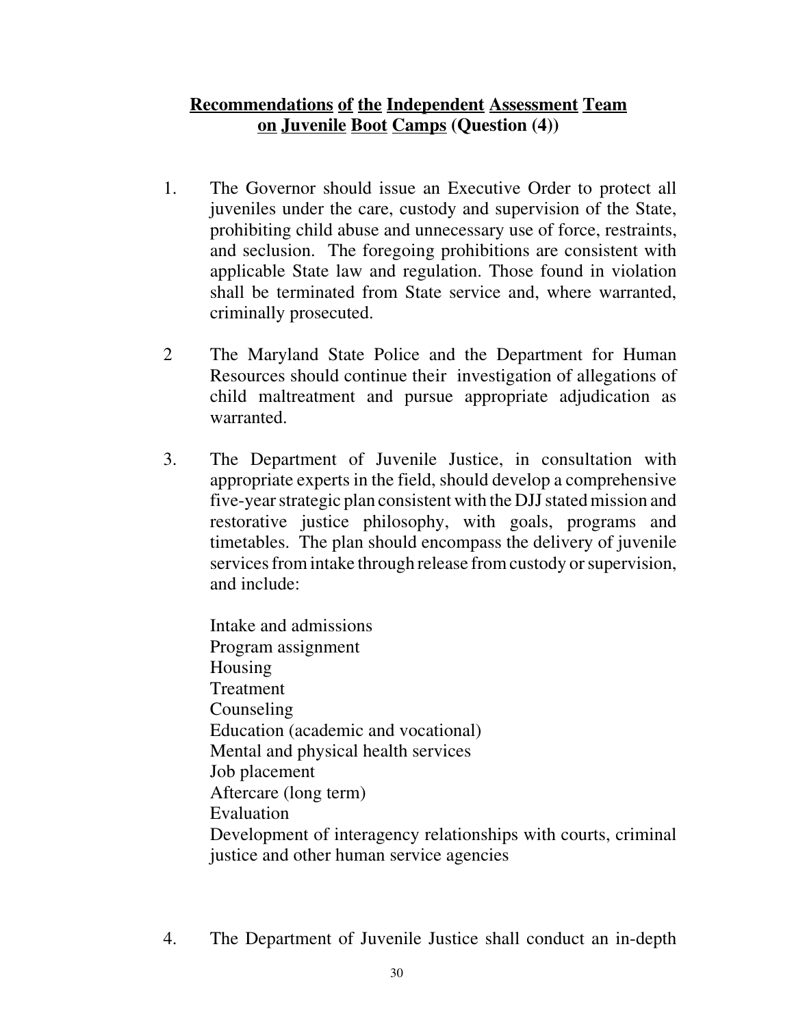## **Recommendations of the Independent Assessment Team on Juvenile Boot Camps (Question (4))**

1. The Governor should issue an Executive Order to protect all juveniles under the care, custody and supervision of the State, prohibiting child abuse and unnecessary use of force, restraints, and seclusion. The foregoing prohibitions are consistent with applicable State law and regulation. Those found in violation shall be terminated from State service and, where warranted, criminally prosecuted.

2 The Maryland State Police and the Department for Human Resources should continue their investigation of allegations of child maltreatment and pursue appropriate adjudication as warranted.

3. The Department of Juvenile Justice, in consultation with appropriate experts in the field, should develop a comprehensive five-year strategic plan consistent with the DJJ stated mission and restorative justice philosophy, with goals, programs and timetables. The plan should encompass the delivery of juvenile services from intake through release from custody or supervision, and include:

   Intake and admissions
   Program assignment
   Housing
   Treatment
   Counseling
   Education (academic and vocational)
   Mental and physical health services
   Job placement
   Aftercare (long term)
   Evaluation
   Development of interagency relationships with courts, criminal justice and other human service agencies

4. The Department of Juvenile Justice shall conduct an in-depth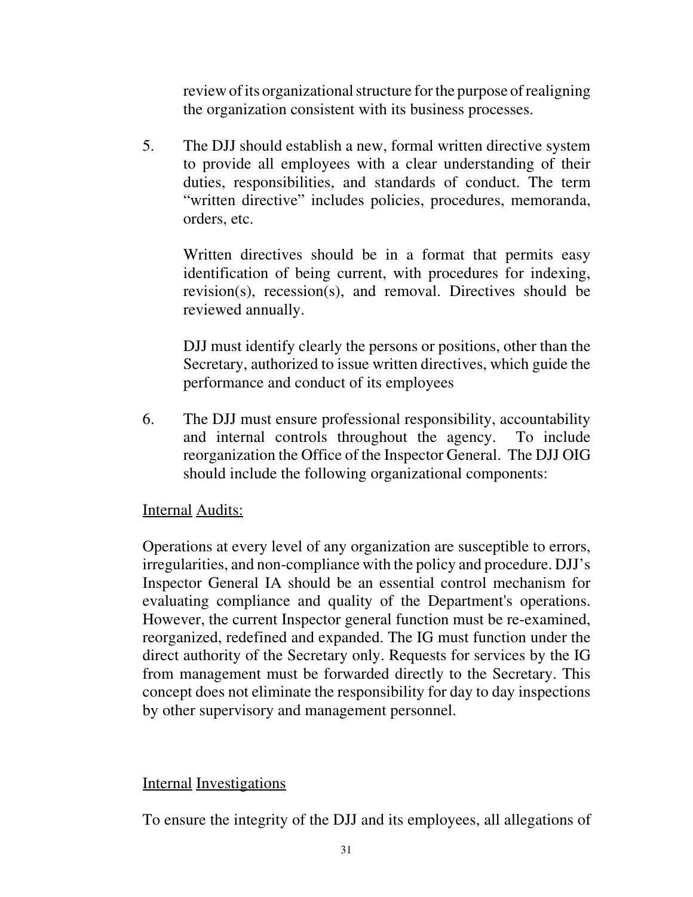review of its organizational structure for the purpose of realigning the organization consistent with its business processes.

5. The DJJ should establish a new, formal written directive system to provide all employees with a clear understanding of their duties, responsibilities, and standards of conduct. The term "written directive" includes policies, procedures, memoranda, orders, etc.

   Written directives should be in a format that permits easy identification of being current, with procedures for indexing, revision(s), recession(s), and removal. Directives should be reviewed annually.

   DJJ must identify clearly the persons or positions, other than the Secretary, authorized to issue written directives, which guide the performance and conduct of its employees

6. The DJJ must ensure professional responsibility, accountability and internal controls throughout the agency. To include reorganization the Office of the Inspector General. The DJJ OIG should include the following organizational components:

<u>Internal</u> <u>Audits:</u>

Operations at every level of any organization are susceptible to errors, irregularities, and non-compliance with the policy and procedure. DJJ's Inspector General IA should be an essential control mechanism for evaluating compliance and quality of the Department's operations. However, the current Inspector general function must be re-examined, reorganized, redefined and expanded. The IG must function under the direct authority of the Secretary only. Requests for services by the IG from management must be forwarded directly to the Secretary. This concept does not eliminate the responsibility for day to day inspections by other supervisory and management personnel.

<u>Internal</u> <u>Investigations</u>

To ensure the integrity of the DJJ and its employees, all allegations of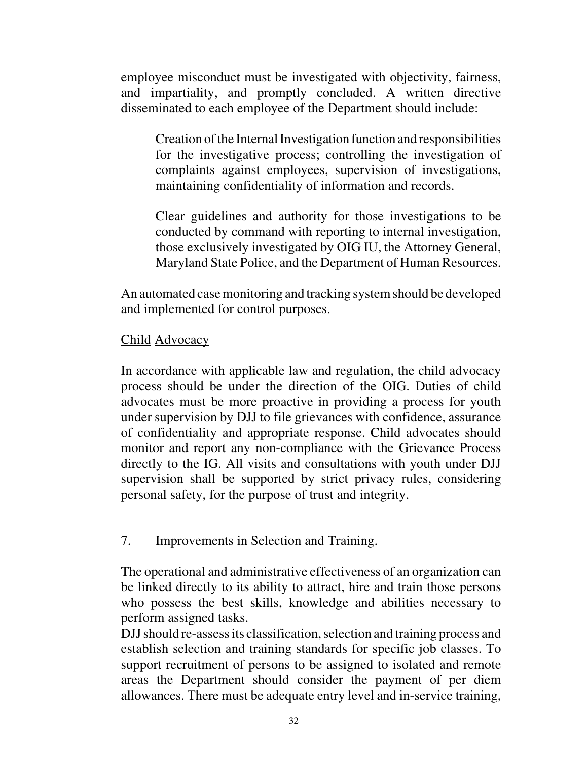employee misconduct must be investigated with objectivity, fairness, and impartiality, and promptly concluded. A written directive disseminated to each employee of the Department should include:

> Creation of the Internal Investigation function and responsibilities for the investigative process; controlling the investigation of complaints against employees, supervision of investigations, maintaining confidentiality of information and records.
>
> Clear guidelines and authority for those investigations to be conducted by command with reporting to internal investigation, those exclusively investigated by OIG IU, the Attorney General, Maryland State Police, and the Department of Human Resources.

An automated case monitoring and tracking system should be developed and implemented for control purposes.

<u>Child Advocacy</u>

In accordance with applicable law and regulation, the child advocacy process should be under the direction of the OIG. Duties of child advocates must be more proactive in providing a process for youth under supervision by DJJ to file grievances with confidence, assurance of confidentiality and appropriate response. Child advocates should monitor and report any non-compliance with the Grievance Process directly to the IG. All visits and consultations with youth under DJJ supervision shall be supported by strict privacy rules, considering personal safety, for the purpose of trust and integrity.

7. Improvements in Selection and Training.

The operational and administrative effectiveness of an organization can be linked directly to its ability to attract, hire and train those persons who possess the best skills, knowledge and abilities necessary to perform assigned tasks.

DJJ should re-assess its classification, selection and training process and establish selection and training standards for specific job classes. To support recruitment of persons to be assigned to isolated and remote areas the Department should consider the payment of per diem allowances. There must be adequate entry level and in-service training,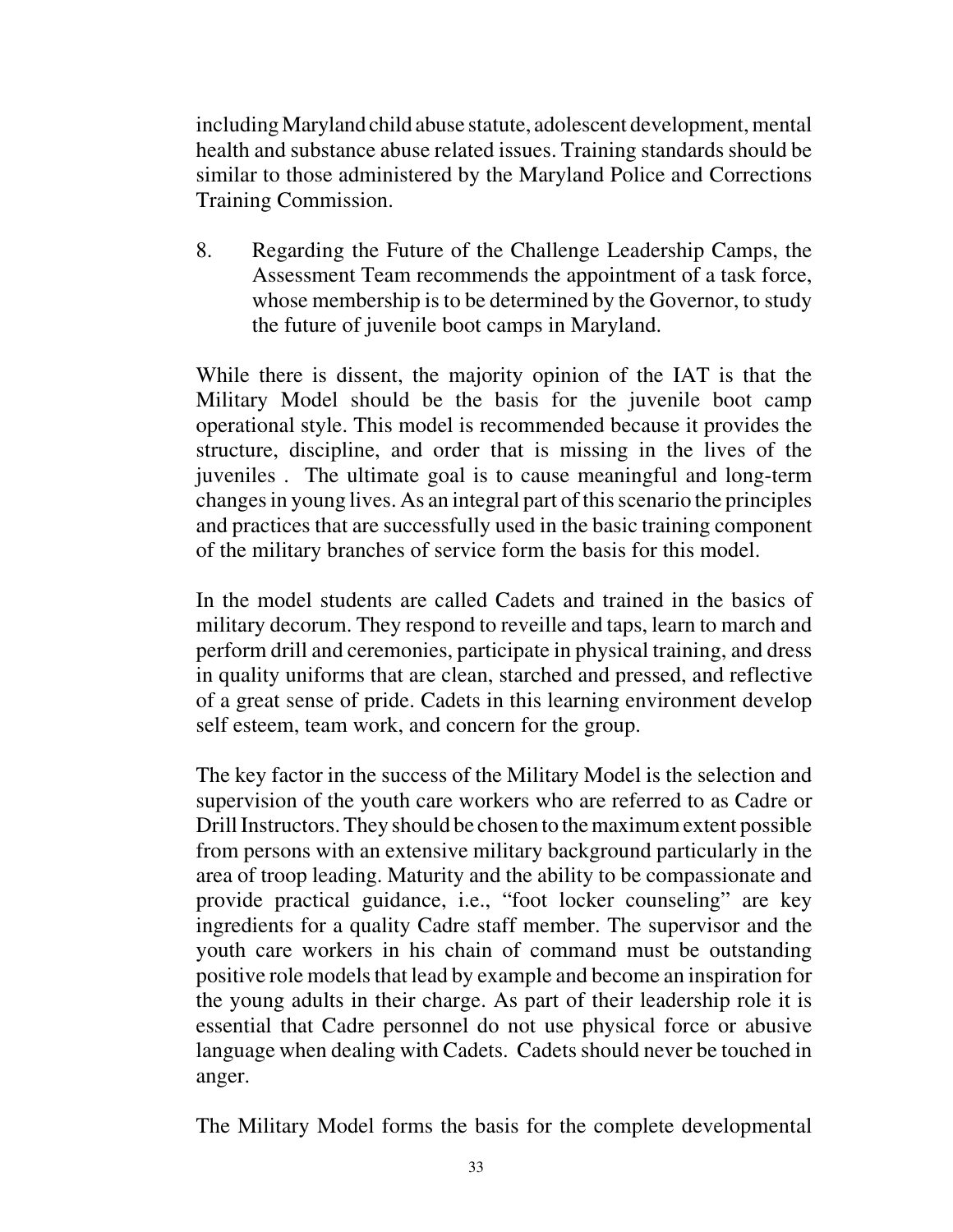including Maryland child abuse statute, adolescent development, mental health and substance abuse related issues. Training standards should be similar to those administered by the Maryland Police and Corrections Training Commission.

8. Regarding the Future of the Challenge Leadership Camps, the Assessment Team recommends the appointment of a task force, whose membership is to be determined by the Governor, to study the future of juvenile boot camps in Maryland.

While there is dissent, the majority opinion of the IAT is that the Military Model should be the basis for the juvenile boot camp operational style. This model is recommended because it provides the structure, discipline, and order that is missing in the lives of the juveniles . The ultimate goal is to cause meaningful and long-term changes in young lives. As an integral part of this scenario the principles and practices that are successfully used in the basic training component of the military branches of service form the basis for this model.

In the model students are called Cadets and trained in the basics of military decorum. They respond to reveille and taps, learn to march and perform drill and ceremonies, participate in physical training, and dress in quality uniforms that are clean, starched and pressed, and reflective of a great sense of pride. Cadets in this learning environment develop self esteem, team work, and concern for the group.

The key factor in the success of the Military Model is the selection and supervision of the youth care workers who are referred to as Cadre or Drill Instructors. They should be chosen to the maximum extent possible from persons with an extensive military background particularly in the area of troop leading. Maturity and the ability to be compassionate and provide practical guidance, i.e., "foot locker counseling" are key ingredients for a quality Cadre staff member. The supervisor and the youth care workers in his chain of command must be outstanding positive role models that lead by example and become an inspiration for the young adults in their charge. As part of their leadership role it is essential that Cadre personnel do not use physical force or abusive language when dealing with Cadets. Cadets should never be touched in anger.

The Military Model forms the basis for the complete developmental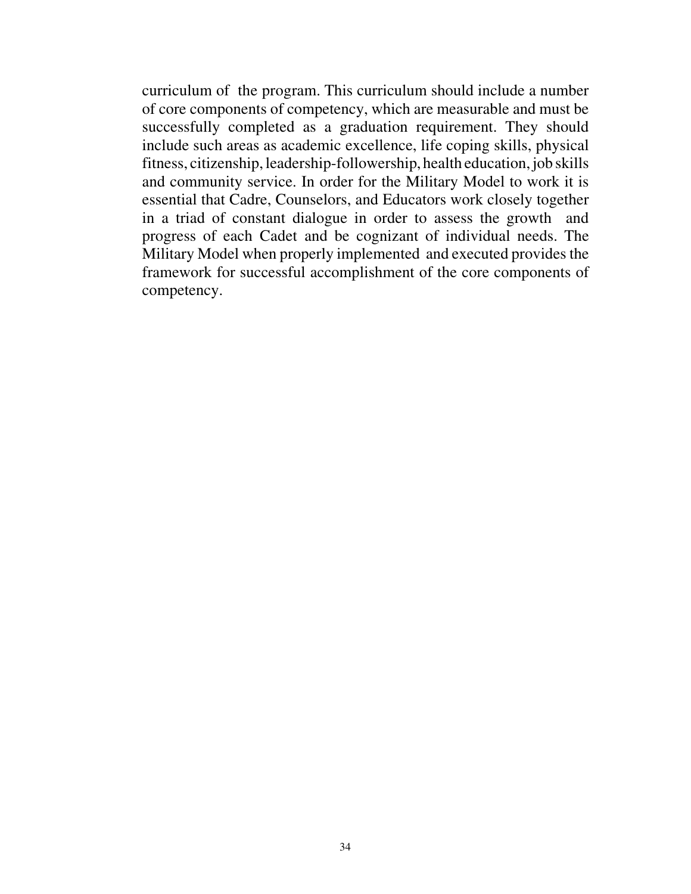curriculum of the program. This curriculum should include a number of core components of competency, which are measurable and must be successfully completed as a graduation requirement. They should include such areas as academic excellence, life coping skills, physical fitness, citizenship, leadership-followership, health education, job skills and community service. In order for the Military Model to work it is essential that Cadre, Counselors, and Educators work closely together in a triad of constant dialogue in order to assess the growth and progress of each Cadet and be cognizant of individual needs. The Military Model when properly implemented and executed provides the framework for successful accomplishment of the core components of competency.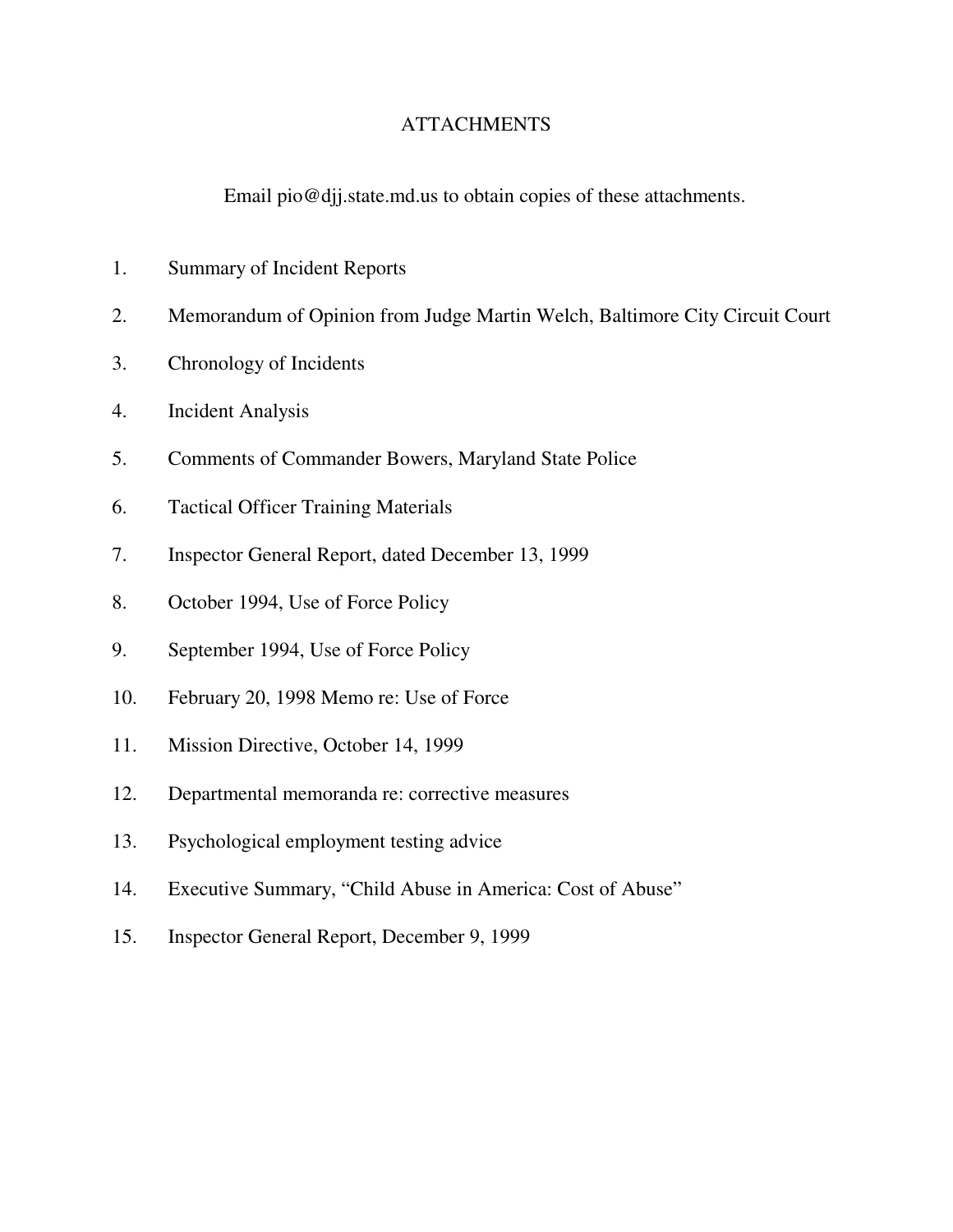# ATTACHMENTS

Email pio@djj.state.md.us to obtain copies of these attachments.

1. Summary of Incident Reports
2. Memorandum of Opinion from Judge Martin Welch, Baltimore City Circuit Court
3. Chronology of Incidents
4. Incident Analysis
5. Comments of Commander Bowers, Maryland State Police
6. Tactical Officer Training Materials
7. Inspector General Report, dated December 13, 1999
8. October 1994, Use of Force Policy
9. September 1994, Use of Force Policy
10. February 20, 1998 Memo re: Use of Force
11. Mission Directive, October 14, 1999
12. Departmental memoranda re: corrective measures
13. Psychological employment testing advice
14. Executive Summary, "Child Abuse in America: Cost of Abuse"
15. Inspector General Report, December 9, 1999